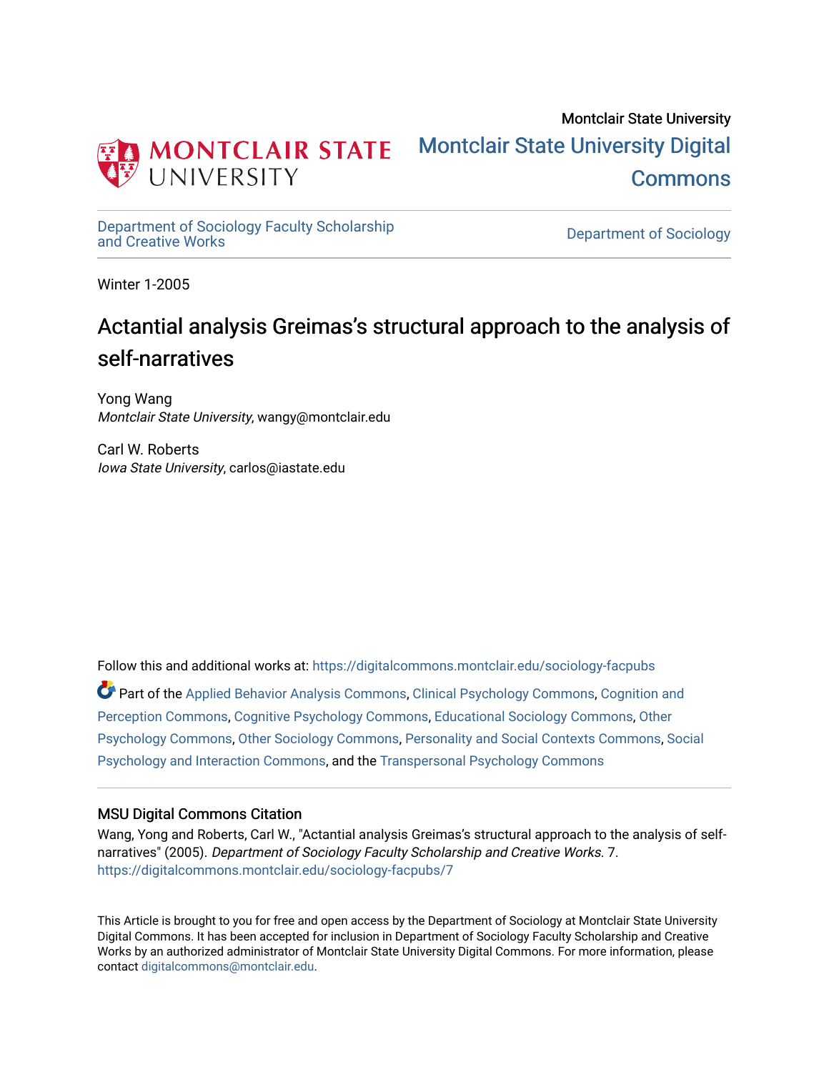Montclair State University

Montclair State University Digital Commons

Department of Sociology Faculty Scholarship and Creative Works

Department of Sociology

Winter 1-2005

# Actantial analysis Greimas's structural approach to the analysis of self-narratives

Yong Wang
*Montclair State University*, wangy@montclair.edu

Carl W. Roberts
*Iowa State University*, carlos@iastate.edu

Follow this and additional works at: https://digitalcommons.montclair.edu/sociology-facpubs

Part of the Applied Behavior Analysis Commons, Clinical Psychology Commons, Cognition and Perception Commons, Cognitive Psychology Commons, Educational Sociology Commons, Other Psychology Commons, Other Sociology Commons, Personality and Social Contexts Commons, Social Psychology and Interaction Commons, and the Transpersonal Psychology Commons

## MSU Digital Commons Citation

Wang, Yong and Roberts, Carl W., "Actantial analysis Greimas's structural approach to the analysis of self-narratives" (2005). *Department of Sociology Faculty Scholarship and Creative Works*. 7.
https://digitalcommons.montclair.edu/sociology-facpubs/7

This Article is brought to you for free and open access by the Department of Sociology at Montclair State University Digital Commons. It has been accepted for inclusion in Department of Sociology Faculty Scholarship and Creative Works by an authorized administrator of Montclair State University Digital Commons. For more information, please contact digitalcommons@montclair.edu.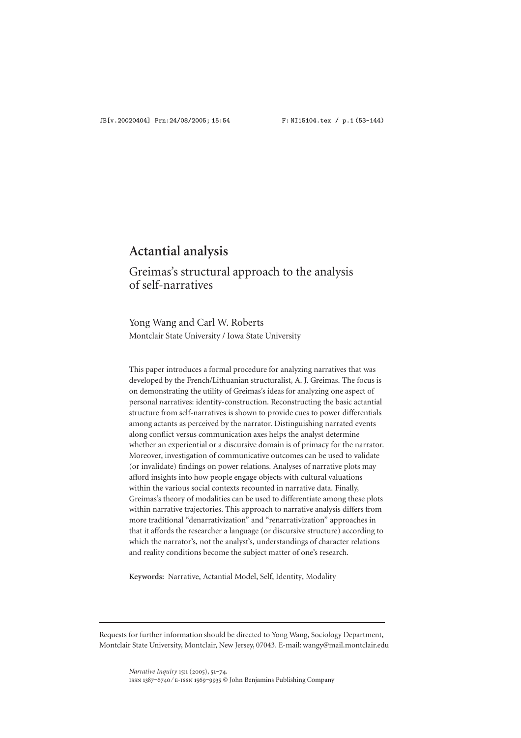# Actantial analysis

## Greimas's structural approach to the analysis of self-narratives

Yong Wang and Carl W. Roberts
Montclair State University / Iowa State University

This paper introduces a formal procedure for analyzing narratives that was developed by the French/Lithuanian structuralist, A. J. Greimas. The focus is on demonstrating the utility of Greimas's ideas for analyzing one aspect of personal narratives: identity-construction. Reconstructing the basic actantial structure from self-narratives is shown to provide cues to power differentials among actants as perceived by the narrator. Distinguishing narrated events along conflict versus communication axes helps the analyst determine whether an experiential or a discursive domain is of primacy for the narrator. Moreover, investigation of communicative outcomes can be used to validate (or invalidate) findings on power relations. Analyses of narrative plots may afford insights into how people engage objects with cultural valuations within the various social contexts recounted in narrative data. Finally, Greimas's theory of modalities can be used to differentiate among these plots within narrative trajectories. This approach to narrative analysis differs from more traditional "denarrativization" and "renarrativization" approaches in that it affords the researcher a language (or discursive structure) according to which the narrator's, not the analyst's, understandings of character relations and reality conditions become the subject matter of one's research.

**Keywords:** Narrative, Actantial Model, Self, Identity, Modality

---

Requests for further information should be directed to Yong Wang, Sociology Department, Montclair State University, Montclair, New Jersey, 07043. E-mail: wangy@mail.montclair.edu

*Narrative Inquiry* 15:1 (2005), 51–74.
ISSN 1387–6740 / E-ISSN 1569–9935 © John Benjamins Publishing Company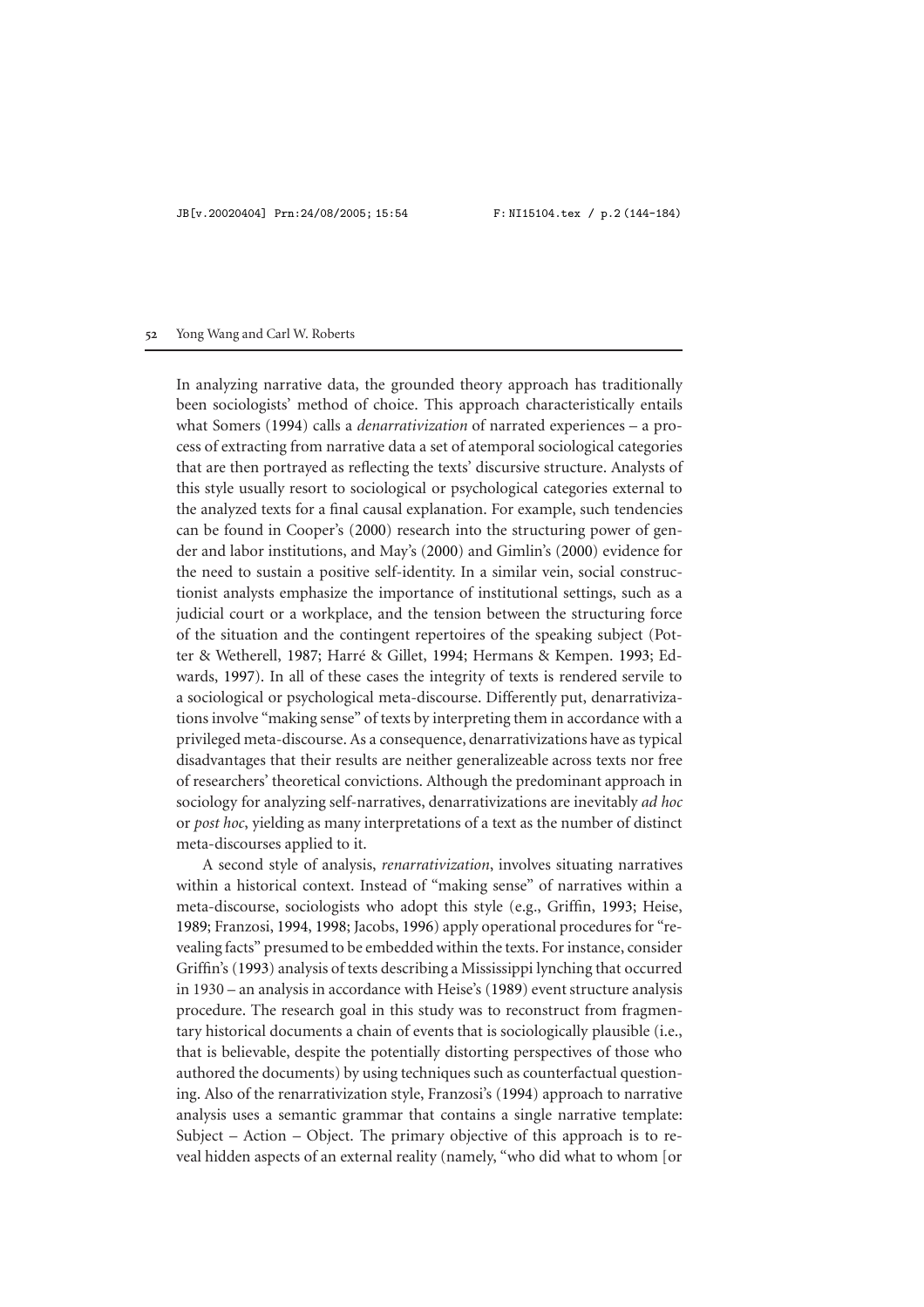In analyzing narrative data, the grounded theory approach has traditionally been sociologists' method of choice. This approach characteristically entails what Somers (1994) calls a *denarrativization* of narrated experiences – a process of extracting from narrative data a set of atemporal sociological categories that are then portrayed as reflecting the texts' discursive structure. Analysts of this style usually resort to sociological or psychological categories external to the analyzed texts for a final causal explanation. For example, such tendencies can be found in Cooper's (2000) research into the structuring power of gender and labor institutions, and May's (2000) and Gimlin's (2000) evidence for the need to sustain a positive self-identity. In a similar vein, social constructionist analysts emphasize the importance of institutional settings, such as a judicial court or a workplace, and the tension between the structuring force of the situation and the contingent repertoires of the speaking subject (Potter & Wetherell, 1987; Harré & Gillet, 1994; Hermans & Kempen. 1993; Edwards, 1997). In all of these cases the integrity of texts is rendered servile to a sociological or psychological meta-discourse. Differently put, denarrativizations involve "making sense" of texts by interpreting them in accordance with a privileged meta-discourse. As a consequence, denarrativizations have as typical disadvantages that their results are neither generalizeable across texts nor free of researchers' theoretical convictions. Although the predominant approach in sociology for analyzing self-narratives, denarrativizations are inevitably *ad hoc* or *post hoc*, yielding as many interpretations of a text as the number of distinct meta-discourses applied to it.

A second style of analysis, *renarrativization*, involves situating narratives within a historical context. Instead of "making sense" of narratives within a meta-discourse, sociologists who adopt this style (e.g., Griffin, 1993; Heise, 1989; Franzosi, 1994, 1998; Jacobs, 1996) apply operational procedures for "revealing facts" presumed to be embedded within the texts. For instance, consider Griffin's (1993) analysis of texts describing a Mississippi lynching that occurred in 1930 – an analysis in accordance with Heise's (1989) event structure analysis procedure. The research goal in this study was to reconstruct from fragmentary historical documents a chain of events that is sociologically plausible (i.e., that is believable, despite the potentially distorting perspectives of those who authored the documents) by using techniques such as counterfactual questioning. Also of the renarrativization style, Franzosi's (1994) approach to narrative analysis uses a semantic grammar that contains a single narrative template: Subject – Action – Object. The primary objective of this approach is to reveal hidden aspects of an external reality (namely, "who did what to whom [or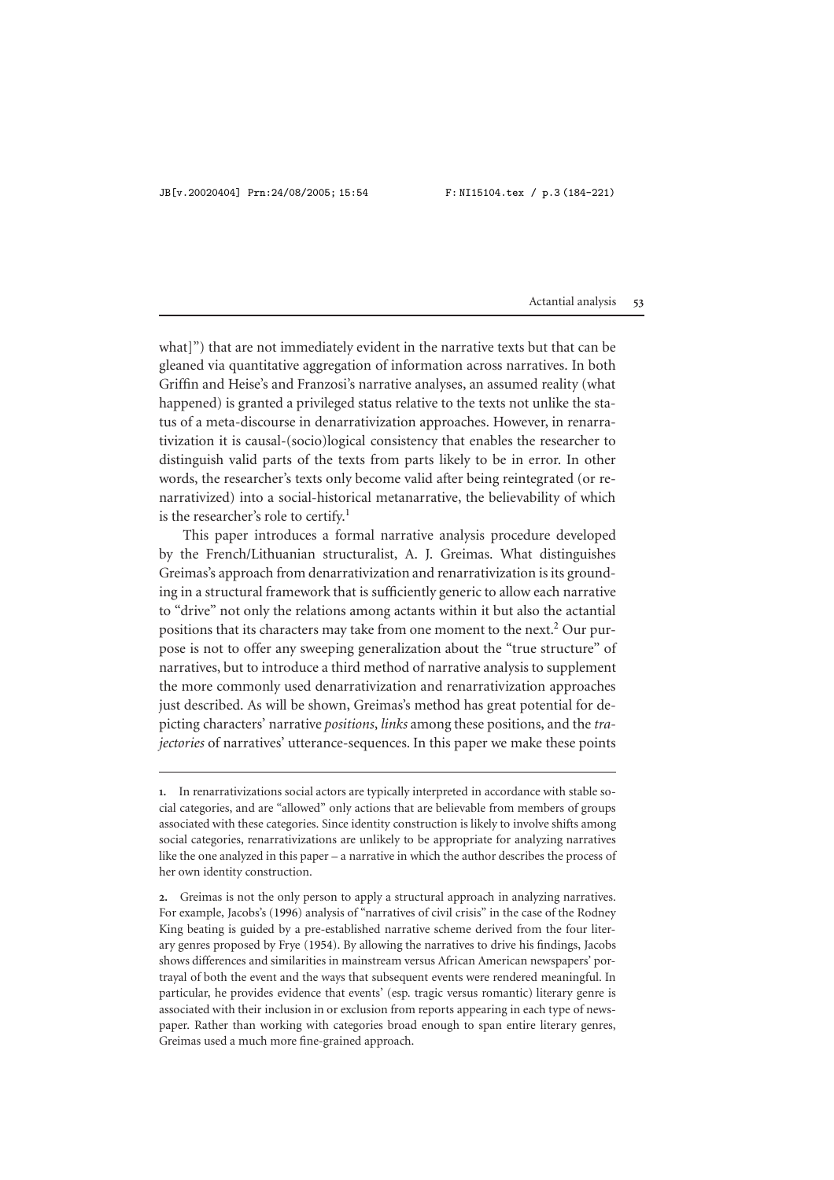what]") that are not immediately evident in the narrative texts but that can be gleaned via quantitative aggregation of information across narratives. In both Griffin and Heise's and Franzosi's narrative analyses, an assumed reality (what happened) is granted a privileged status relative to the texts not unlike the status of a meta-discourse in denarrativization approaches. However, in renarrativization it is causal-(socio)logical consistency that enables the researcher to distinguish valid parts of the texts from parts likely to be in error. In other words, the researcher's texts only become valid after being reintegrated (or renarrativized) into a social-historical metanarrative, the believability of which is the researcher's role to certify.[1]

This paper introduces a formal narrative analysis procedure developed by the French/Lithuanian structuralist, A. J. Greimas. What distinguishes Greimas's approach from denarrativization and renarrativization is its grounding in a structural framework that is sufficiently generic to allow each narrative to "drive" not only the relations among actants within it but also the actantial positions that its characters may take from one moment to the next.[2] Our purpose is not to offer any sweeping generalization about the "true structure" of narratives, but to introduce a third method of narrative analysis to supplement the more commonly used denarrativization and renarrativization approaches just described. As will be shown, Greimas's method has great potential for depicting characters' narrative *positions*, *links* among these positions, and the *trajectories* of narratives' utterance-sequences. In this paper we make these points

---

1. In renarrativizations social actors are typically interpreted in accordance with stable social categories, and are "allowed" only actions that are believable from members of groups associated with these categories. Since identity construction is likely to involve shifts among social categories, renarrativizations are unlikely to be appropriate for analyzing narratives like the one analyzed in this paper – a narrative in which the author describes the process of her own identity construction.

2. Greimas is not the only person to apply a structural approach in analyzing narratives. For example, Jacobs's (1996) analysis of "narratives of civil crisis" in the case of the Rodney King beating is guided by a pre-established narrative scheme derived from the four literary genres proposed by Frye (1954). By allowing the narratives to drive his findings, Jacobs shows differences and similarities in mainstream versus African American newspapers' portrayal of both the event and the ways that subsequent events were rendered meaningful. In particular, he provides evidence that events' (esp. tragic versus romantic) literary genre is associated with their inclusion in or exclusion from reports appearing in each type of newspaper. Rather than working with categories broad enough to span entire literary genres, Greimas used a much more fine-grained approach.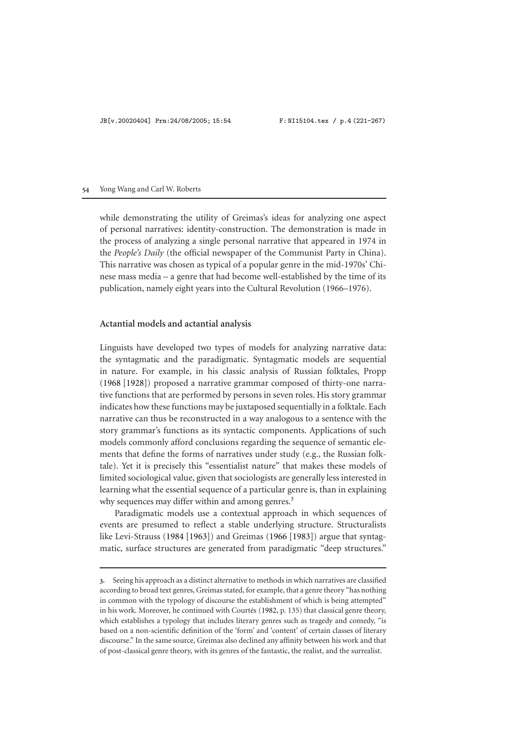while demonstrating the utility of Greimas's ideas for analyzing one aspect of personal narratives: identity-construction. The demonstration is made in the process of analyzing a single personal narrative that appeared in 1974 in the *People's Daily* (the official newspaper of the Communist Party in China). This narrative was chosen as typical of a popular genre in the mid-1970s' Chinese mass media – a genre that had become well-established by the time of its publication, namely eight years into the Cultural Revolution (1966–1976).

## Actantial models and actantial analysis

Linguists have developed two types of models for analyzing narrative data: the syntagmatic and the paradigmatic. Syntagmatic models are sequential in nature. For example, in his classic analysis of Russian folktales, Propp (1968 [1928]) proposed a narrative grammar composed of thirty-one narrative functions that are performed by persons in seven roles. His story grammar indicates how these functions may be juxtaposed sequentially in a folktale. Each narrative can thus be reconstructed in a way analogous to a sentence with the story grammar's functions as its syntactic components. Applications of such models commonly afford conclusions regarding the sequence of semantic elements that define the forms of narratives under study (e.g., the Russian folktale). Yet it is precisely this "essentialist nature" that makes these models of limited sociological value, given that sociologists are generally less interested in learning what the essential sequence of a particular genre is, than in explaining why sequences may differ within and among genres.[3]

Paradigmatic models use a contextual approach in which sequences of events are presumed to reflect a stable underlying structure. Structuralists like Levi-Strauss (1984 [1963]) and Greimas (1966 [1983]) argue that syntagmatic, surface structures are generated from paradigmatic "deep structures."

---

3. Seeing his approach as a distinct alternative to methods in which narratives are classified according to broad text genres, Greimas stated, for example, that a genre theory "has nothing in common with the typology of discourse the establishment of which is being attempted" in his work. Moreover, he continued with Courtés (1982, p. 135) that classical genre theory, which establishes a typology that includes literary genres such as tragedy and comedy, "is based on a non-scientific definition of the 'form' and 'content' of certain classes of literary discourse." In the same source, Greimas also declined any affinity between his work and that of post-classical genre theory, with its genres of the fantastic, the realist, and the surrealist.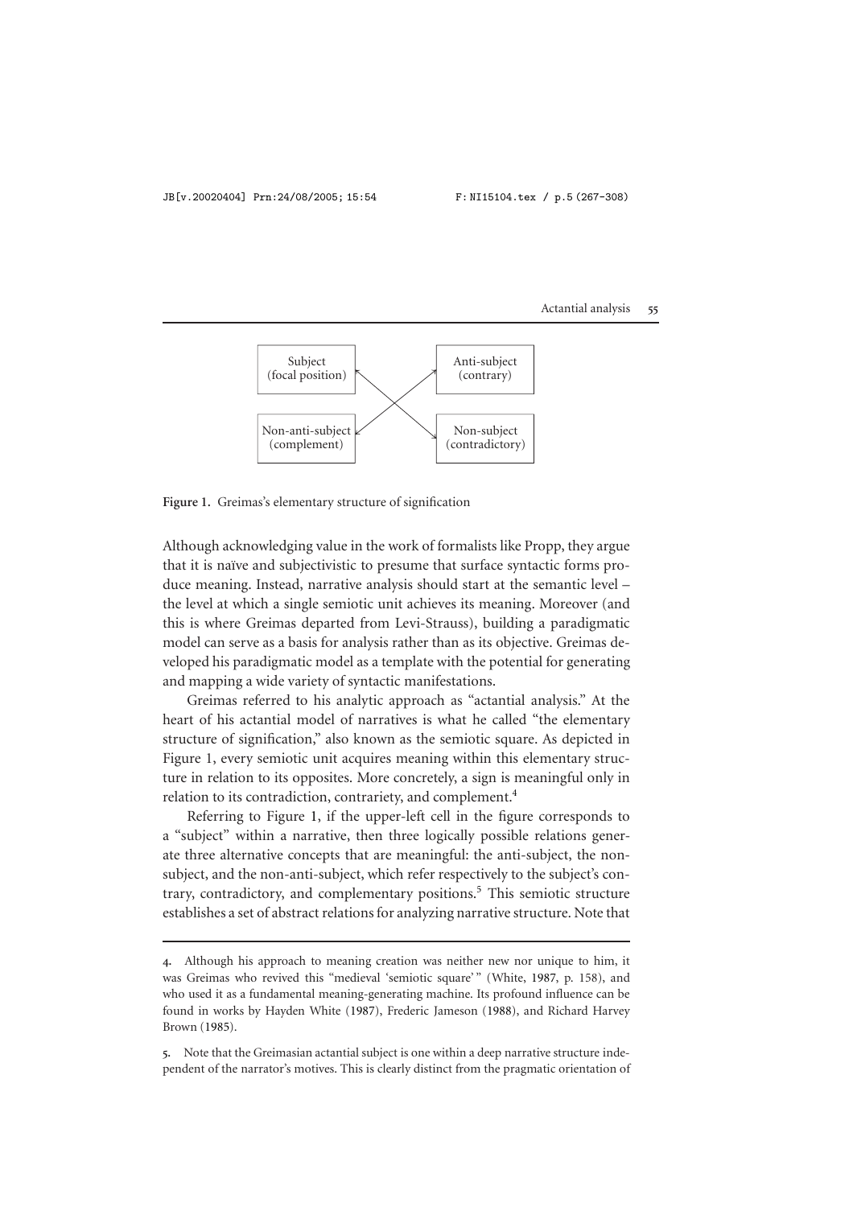| Subject (focal position) | Anti-subject (contrary) |
|---|---|
| Non-anti-subject (complement) | Non-subject (contradictory) |

**Figure 1.** Greimas's elementary structure of signification

Although acknowledging value in the work of formalists like Propp, they argue that it is naïve and subjectivistic to presume that surface syntactic forms produce meaning. Instead, narrative analysis should start at the semantic level – the level at which a single semiotic unit achieves its meaning. Moreover (and this is where Greimas departed from Levi-Strauss), building a paradigmatic model can serve as a basis for analysis rather than as its objective. Greimas developed his paradigmatic model as a template with the potential for generating and mapping a wide variety of syntactic manifestations.

Greimas referred to his analytic approach as "actantial analysis." At the heart of his actantial model of narratives is what he called "the elementary structure of signification," also known as the semiotic square. As depicted in Figure 1, every semiotic unit acquires meaning within this elementary structure in relation to its opposites. More concretely, a sign is meaningful only in relation to its contradiction, contrariety, and complement.[4]

Referring to Figure 1, if the upper-left cell in the figure corresponds to a "subject" within a narrative, then three logically possible relations generate three alternative concepts that are meaningful: the anti-subject, the non-subject, and the non-anti-subject, which refer respectively to the subject's contrary, contradictory, and complementary positions.[5] This semiotic structure establishes a set of abstract relations for analyzing narrative structure. Note that

---

4. Although his approach to meaning creation was neither new nor unique to him, it was Greimas who revived this "medieval 'semiotic square'" (White, 1987, p. 158), and who used it as a fundamental meaning-generating machine. Its profound influence can be found in works by Hayden White (1987), Frederic Jameson (1988), and Richard Harvey Brown (1985).

5. Note that the Greimasian actantial subject is one within a deep narrative structure independent of the narrator's motives. This is clearly distinct from the pragmatic orientation of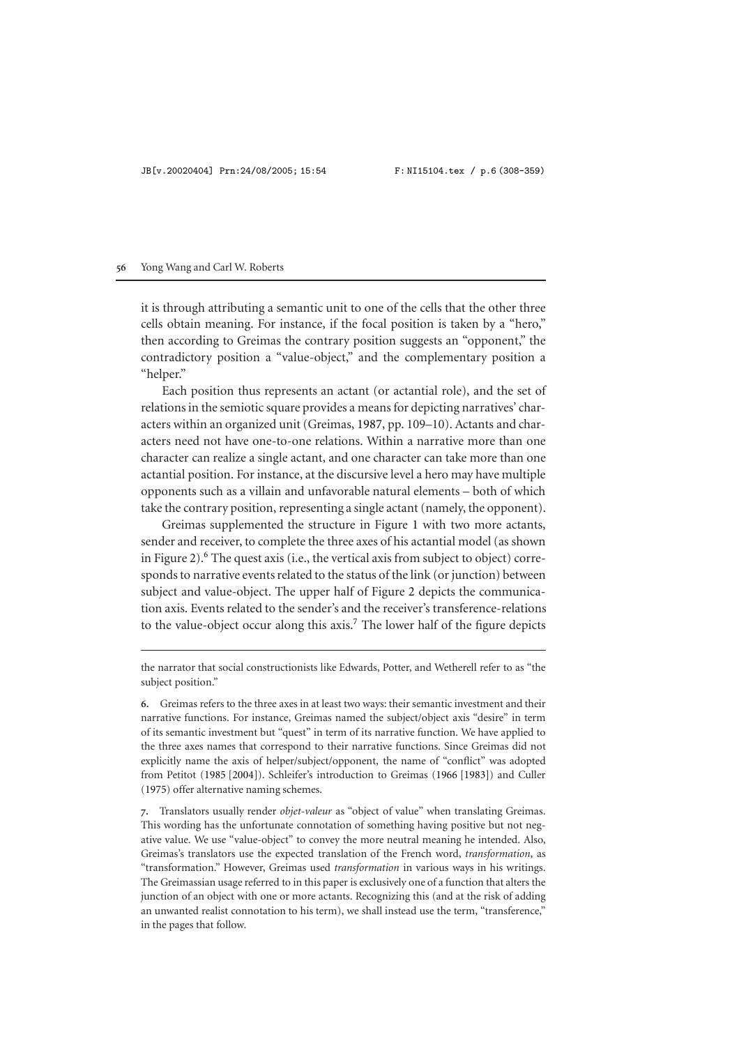it is through attributing a semantic unit to one of the cells that the other three cells obtain meaning. For instance, if the focal position is taken by a "hero," then according to Greimas the contrary position suggests an "opponent," the contradictory position a "value-object," and the complementary position a "helper."

Each position thus represents an actant (or actantial role), and the set of relations in the semiotic square provides a means for depicting narratives' characters within an organized unit (Greimas, 1987, pp. 109–10). Actants and characters need not have one-to-one relations. Within a narrative more than one character can realize a single actant, and one character can take more than one actantial position. For instance, at the discursive level a hero may have multiple opponents such as a villain and unfavorable natural elements – both of which take the contrary position, representing a single actant (namely, the opponent).

Greimas supplemented the structure in Figure 1 with two more actants, sender and receiver, to complete the three axes of his actantial model (as shown in Figure 2).[6] The quest axis (i.e., the vertical axis from subject to object) corresponds to narrative events related to the status of the link (or junction) between subject and value-object. The upper half of Figure 2 depicts the communication axis. Events related to the sender's and the receiver's transference-relations to the value-object occur along this axis.[7] The lower half of the figure depicts

---

the narrator that social constructionists like Edwards, Potter, and Wetherell refer to as "the subject position."

**6.** Greimas refers to the three axes in at least two ways: their semantic investment and their narrative functions. For instance, Greimas named the subject/object axis "desire" in term of its semantic investment but "quest" in term of its narrative function. We have applied to the three axes names that correspond to their narrative functions. Since Greimas did not explicitly name the axis of helper/subject/opponent, the name of "conflict" was adopted from Petitot (1985 [2004]). Schleifer's introduction to Greimas (1966 [1983]) and Culler (1975) offer alternative naming schemes.

**7.** Translators usually render *objet-valeur* as "object of value" when translating Greimas. This wording has the unfortunate connotation of something having positive but not negative value. We use "value-object" to convey the more neutral meaning he intended. Also, Greimas's translators use the expected translation of the French word, *transformation*, as "transformation." However, Greimas used *transformation* in various ways in his writings. The Greimassian usage referred to in this paper is exclusively one of a function that alters the junction of an object with one or more actants. Recognizing this (and at the risk of adding an unwanted realist connotation to his term), we shall instead use the term, "transference," in the pages that follow.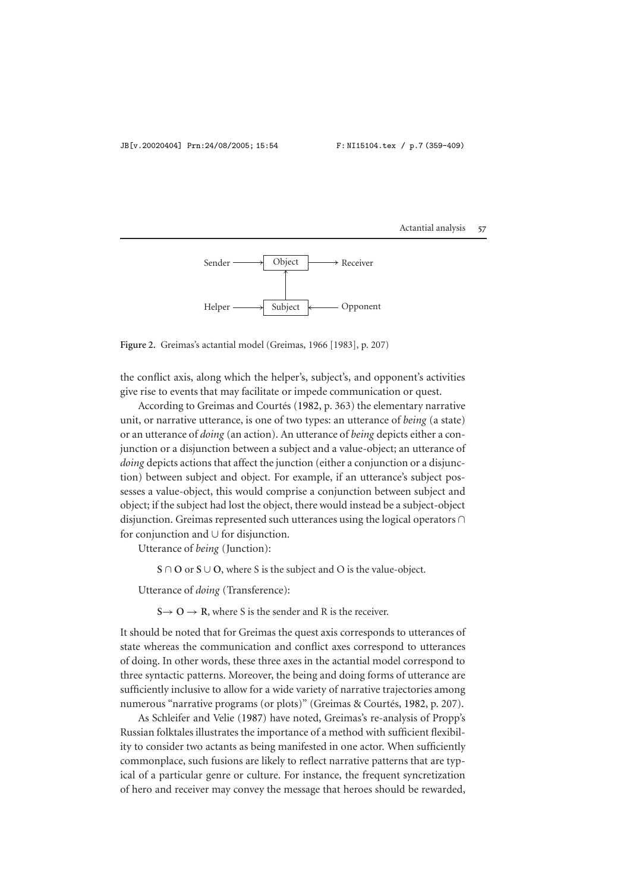Sender ⟶ Object ⟶ Receiver

Helper ⟶ Subject ⟵ Opponent

**Figure 2.** Greimas's actantial model (Greimas, 1966 [1983], p. 207)

the conflict axis, along which the helper's, subject's, and opponent's activities give rise to events that may facilitate or impede communication or quest.

According to Greimas and Courtés (1982, p. 363) the elementary narrative unit, or narrative utterance, is one of two types: an utterance of *being* (a state) or an utterance of *doing* (an action). An utterance of *being* depicts either a conjunction or a disjunction between a subject and a value-object; an utterance of *doing* depicts actions that affect the junction (either a conjunction or a disjunction) between subject and object. For example, if an utterance's subject possesses a value-object, this would comprise a conjunction between subject and object; if the subject had lost the object, there would instead be a subject-object disjunction. Greimas represented such utterances using the logical operators $\cap$ for conjunction and $\cup$ for disjunction.

Utterance of *being* (Junction):

$\mathbf{S \cap O}$ or $\mathbf{S \cup O}$, where S is the subject and O is the value-object.

Utterance of *doing* (Transference):

$\mathbf{S \rightarrow O \rightarrow R}$, where S is the sender and R is the receiver.

It should be noted that for Greimas the quest axis corresponds to utterances of state whereas the communication and conflict axes correspond to utterances of doing. In other words, these three axes in the actantial model correspond to three syntactic patterns. Moreover, the being and doing forms of utterance are sufficiently inclusive to allow for a wide variety of narrative trajectories among numerous "narrative programs (or plots)" (Greimas & Courtés, 1982, p. 207).

As Schleifer and Velie (1987) have noted, Greimas's re-analysis of Propp's Russian folktales illustrates the importance of a method with sufficient flexibility to consider two actants as being manifested in one actor. When sufficiently commonplace, such fusions are likely to reflect narrative patterns that are typical of a particular genre or culture. For instance, the frequent syncretization of hero and receiver may convey the message that heroes should be rewarded,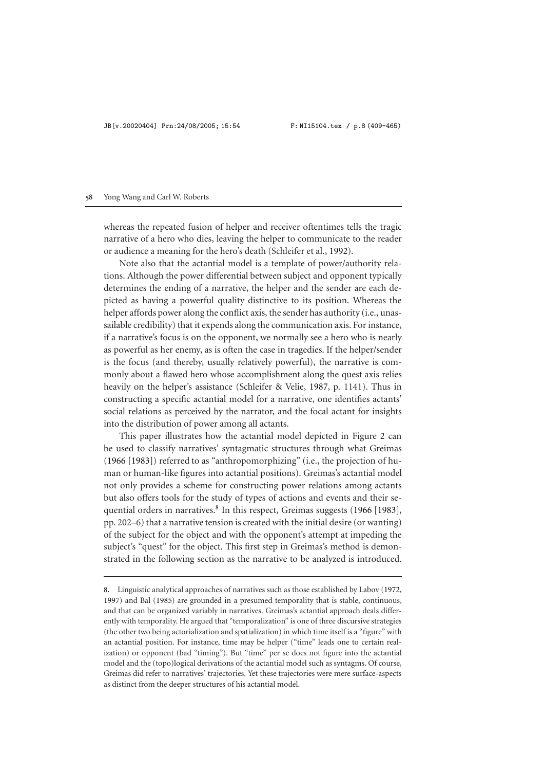whereas the repeated fusion of helper and receiver oftentimes tells the tragic narrative of a hero who dies, leaving the helper to communicate to the reader or audience a meaning for the hero's death (Schleifer et al., 1992).

Note also that the actantial model is a template of power/authority relations. Although the power differential between subject and opponent typically determines the ending of a narrative, the helper and the sender are each depicted as having a powerful quality distinctive to its position. Whereas the helper affords power along the conflict axis, the sender has authority (i.e., unassailable credibility) that it expends along the communication axis. For instance, if a narrative's focus is on the opponent, we normally see a hero who is nearly as powerful as her enemy, as is often the case in tragedies. If the helper/sender is the focus (and thereby, usually relatively powerful), the narrative is commonly about a flawed hero whose accomplishment along the quest axis relies heavily on the helper's assistance (Schleifer & Velie, 1987, p. 1141). Thus in constructing a specific actantial model for a narrative, one identifies actants' social relations as perceived by the narrator, and the focal actant for insights into the distribution of power among all actants.

This paper illustrates how the actantial model depicted in Figure 2 can be used to classify narratives' syntagmatic structures through what Greimas (1966 [1983]) referred to as "anthropomorphizing" (i.e., the projection of human or human-like figures into actantial positions). Greimas's actantial model not only provides a scheme for constructing power relations among actants but also offers tools for the study of types of actions and events and their sequential orders in narratives.[8] In this respect, Greimas suggests (1966 [1983], pp. 202–6) that a narrative tension is created with the initial desire (or wanting) of the subject for the object and with the opponent's attempt at impeding the subject's "quest" for the object. This first step in Greimas's method is demonstrated in the following section as the narrative to be analyzed is introduced.

---

8. Linguistic analytical approaches of narratives such as those established by Labov (1972, 1997) and Bal (1985) are grounded in a presumed temporality that is stable, continuous, and that can be organized variably in narratives. Greimas's actantial approach deals differently with temporality. He argued that "temporalization" is one of three discursive strategies (the other two being actorialization and spatialization) in which time itself is a "figure" with an actantial position. For instance, time may be helper ("time" leads one to certain realization) or opponent (bad "timing"). But "time" per se does not figure into the actantial model and the (topo)logical derivations of the actantial model such as syntagms. Of course, Greimas did refer to narratives' trajectories. Yet these trajectories were mere surface-aspects as distinct from the deeper structures of his actantial model.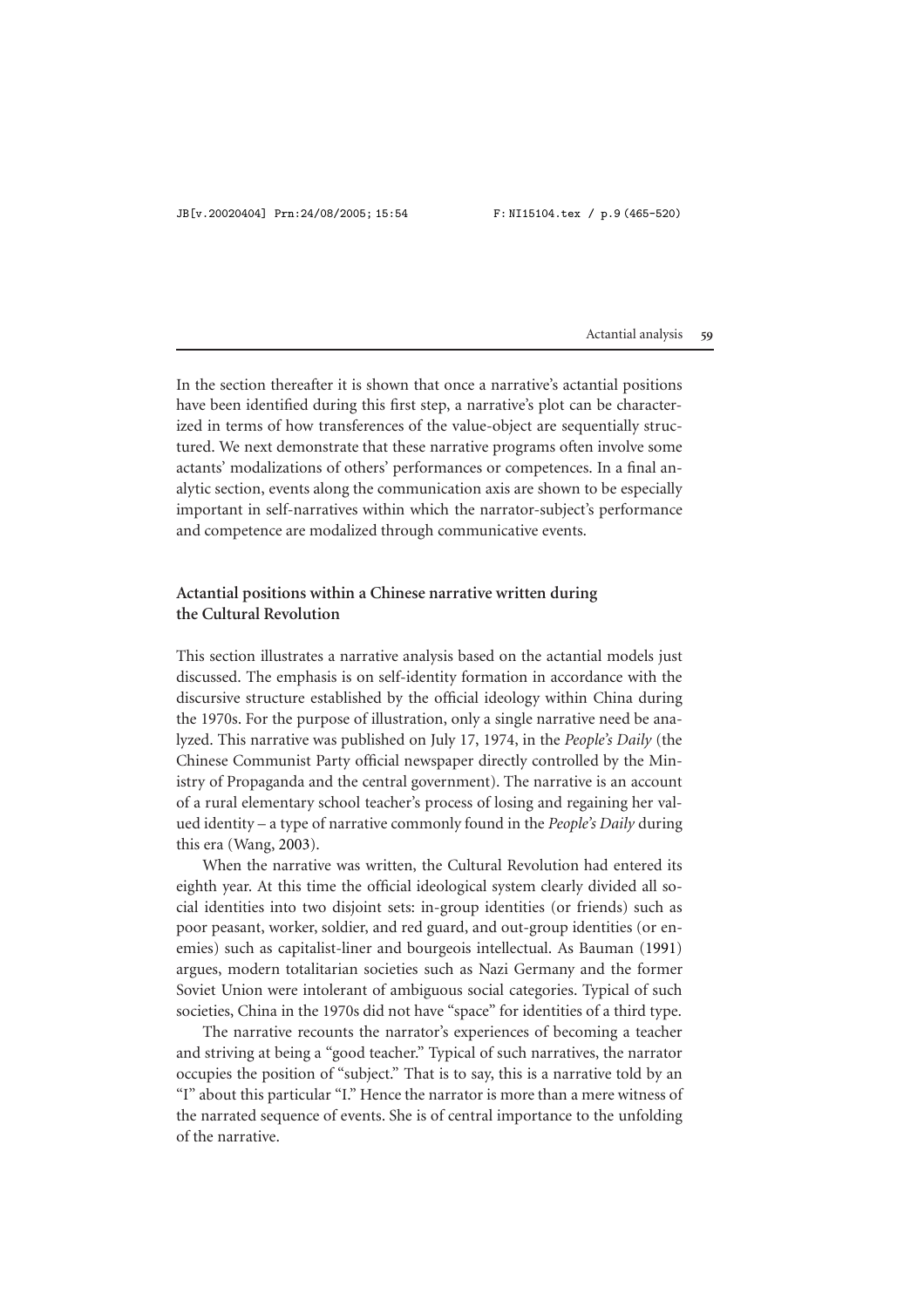In the section thereafter it is shown that once a narrative's actantial positions have been identified during this first step, a narrative's plot can be characterized in terms of how transferences of the value-object are sequentially structured. We next demonstrate that these narrative programs often involve some actants' modalizations of others' performances or competences. In a final analytic section, events along the communication axis are shown to be especially important in self-narratives within which the narrator-subject's performance and competence are modalized through communicative events.

## Actantial positions within a Chinese narrative written during the Cultural Revolution

This section illustrates a narrative analysis based on the actantial models just discussed. The emphasis is on self-identity formation in accordance with the discursive structure established by the official ideology within China during the 1970s. For the purpose of illustration, only a single narrative need be analyzed. This narrative was published on July 17, 1974, in the *People's Daily* (the Chinese Communist Party official newspaper directly controlled by the Ministry of Propaganda and the central government). The narrative is an account of a rural elementary school teacher's process of losing and regaining her valued identity – a type of narrative commonly found in the *People's Daily* during this era (Wang, 2003).

When the narrative was written, the Cultural Revolution had entered its eighth year. At this time the official ideological system clearly divided all social identities into two disjoint sets: in-group identities (or friends) such as poor peasant, worker, soldier, and red guard, and out-group identities (or enemies) such as capitalist-liner and bourgeois intellectual. As Bauman (1991) argues, modern totalitarian societies such as Nazi Germany and the former Soviet Union were intolerant of ambiguous social categories. Typical of such societies, China in the 1970s did not have "space" for identities of a third type.

The narrative recounts the narrator's experiences of becoming a teacher and striving at being a "good teacher." Typical of such narratives, the narrator occupies the position of "subject." That is to say, this is a narrative told by an "I" about this particular "I." Hence the narrator is more than a mere witness of the narrated sequence of events. She is of central importance to the unfolding of the narrative.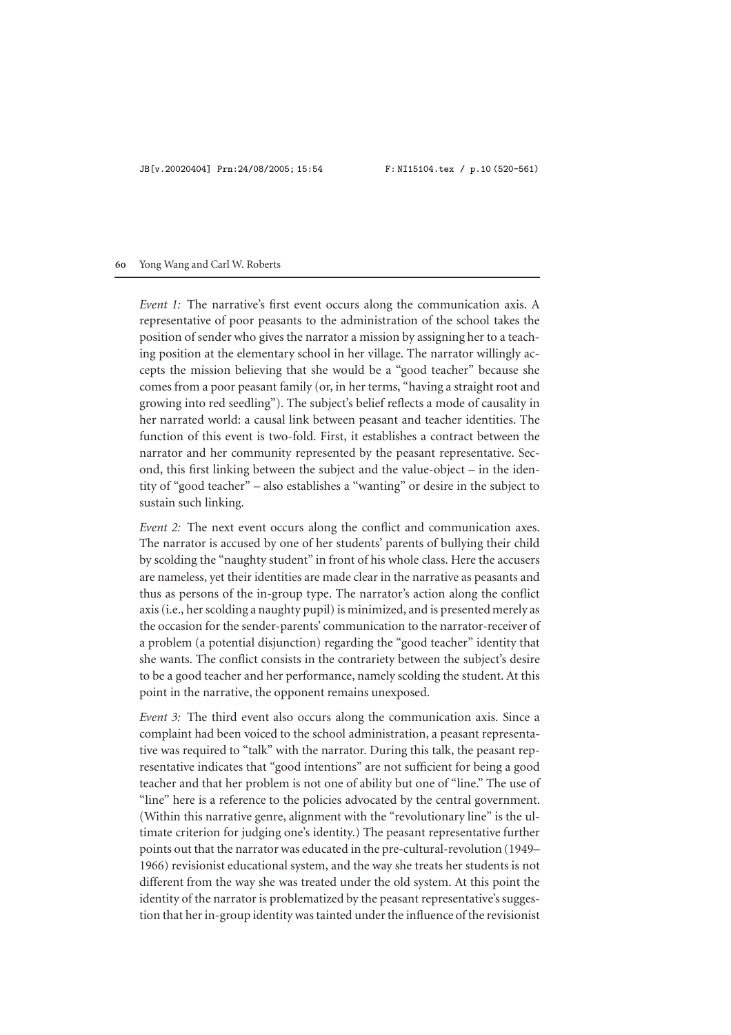*Event 1:* The narrative's first event occurs along the communication axis. A representative of poor peasants to the administration of the school takes the position of sender who gives the narrator a mission by assigning her to a teaching position at the elementary school in her village. The narrator willingly accepts the mission believing that she would be a "good teacher" because she comes from a poor peasant family (or, in her terms, "having a straight root and growing into red seedling"). The subject's belief reflects a mode of causality in her narrated world: a causal link between peasant and teacher identities. The function of this event is two-fold. First, it establishes a contract between the narrator and her community represented by the peasant representative. Second, this first linking between the subject and the value-object – in the identity of "good teacher" – also establishes a "wanting" or desire in the subject to sustain such linking.

*Event 2:* The next event occurs along the conflict and communication axes. The narrator is accused by one of her students' parents of bullying their child by scolding the "naughty student" in front of his whole class. Here the accusers are nameless, yet their identities are made clear in the narrative as peasants and thus as persons of the in-group type. The narrator's action along the conflict axis (i.e., her scolding a naughty pupil) is minimized, and is presented merely as the occasion for the sender-parents' communication to the narrator-receiver of a problem (a potential disjunction) regarding the "good teacher" identity that she wants. The conflict consists in the contrariety between the subject's desire to be a good teacher and her performance, namely scolding the student. At this point in the narrative, the opponent remains unexposed.

*Event 3:* The third event also occurs along the communication axis. Since a complaint had been voiced to the school administration, a peasant representative was required to "talk" with the narrator. During this talk, the peasant representative indicates that "good intentions" are not sufficient for being a good teacher and that her problem is not one of ability but one of "line." The use of "line" here is a reference to the policies advocated by the central government. (Within this narrative genre, alignment with the "revolutionary line" is the ultimate criterion for judging one's identity.) The peasant representative further points out that the narrator was educated in the pre-cultural-revolution (1949–1966) revisionist educational system, and the way she treats her students is not different from the way she was treated under the old system. At this point the identity of the narrator is problematized by the peasant representative's suggestion that her in-group identity was tainted under the influence of the revisionist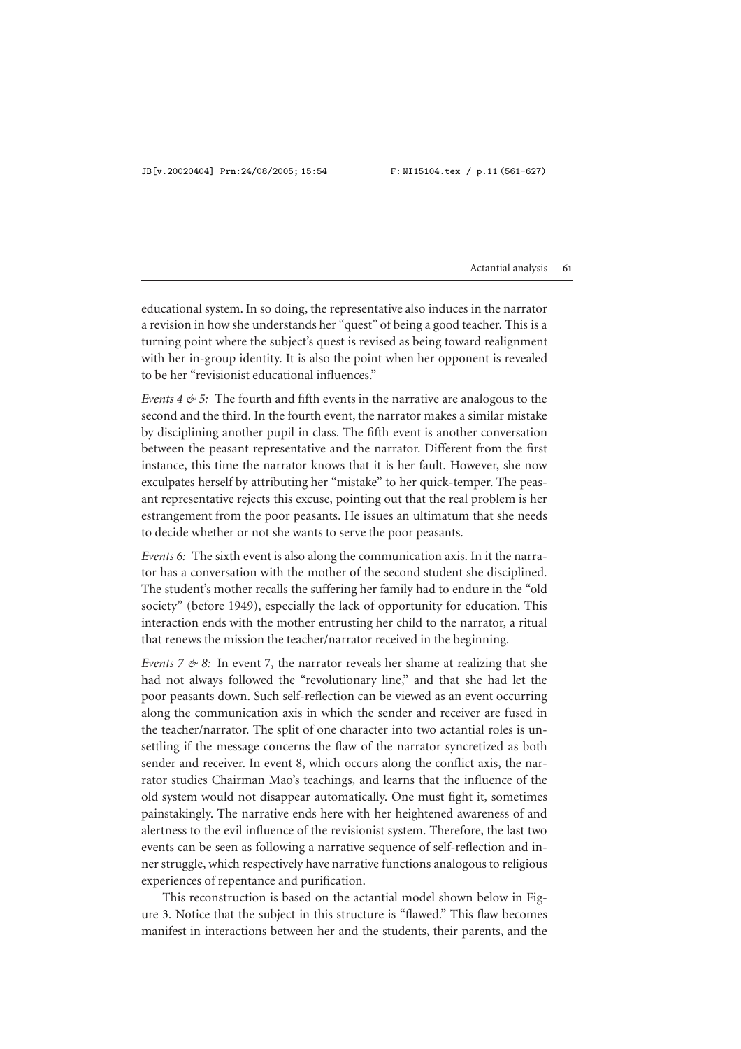educational system. In so doing, the representative also induces in the narrator a revision in how she understands her "quest" of being a good teacher. This is a turning point where the subject's quest is revised as being toward realignment with her in-group identity. It is also the point when her opponent is revealed to be her "revisionist educational influences."

*Events 4 & 5:* The fourth and fifth events in the narrative are analogous to the second and the third. In the fourth event, the narrator makes a similar mistake by disciplining another pupil in class. The fifth event is another conversation between the peasant representative and the narrator. Different from the first instance, this time the narrator knows that it is her fault. However, she now exculpates herself by attributing her "mistake" to her quick-temper. The peasant representative rejects this excuse, pointing out that the real problem is her estrangement from the poor peasants. He issues an ultimatum that she needs to decide whether or not she wants to serve the poor peasants.

*Events 6:* The sixth event is also along the communication axis. In it the narrator has a conversation with the mother of the second student she disciplined. The student's mother recalls the suffering her family had to endure in the "old society" (before 1949), especially the lack of opportunity for education. This interaction ends with the mother entrusting her child to the narrator, a ritual that renews the mission the teacher/narrator received in the beginning.

*Events 7 & 8:* In event 7, the narrator reveals her shame at realizing that she had not always followed the "revolutionary line," and that she had let the poor peasants down. Such self-reflection can be viewed as an event occurring along the communication axis in which the sender and receiver are fused in the teacher/narrator. The split of one character into two actantial roles is unsettling if the message concerns the flaw of the narrator syncretized as both sender and receiver. In event 8, which occurs along the conflict axis, the narrator studies Chairman Mao's teachings, and learns that the influence of the old system would not disappear automatically. One must fight it, sometimes painstakingly. The narrative ends here with her heightened awareness of and alertness to the evil influence of the revisionist system. Therefore, the last two events can be seen as following a narrative sequence of self-reflection and inner struggle, which respectively have narrative functions analogous to religious experiences of repentance and purification.

This reconstruction is based on the actantial model shown below in Figure 3. Notice that the subject in this structure is "flawed." This flaw becomes manifest in interactions between her and the students, their parents, and the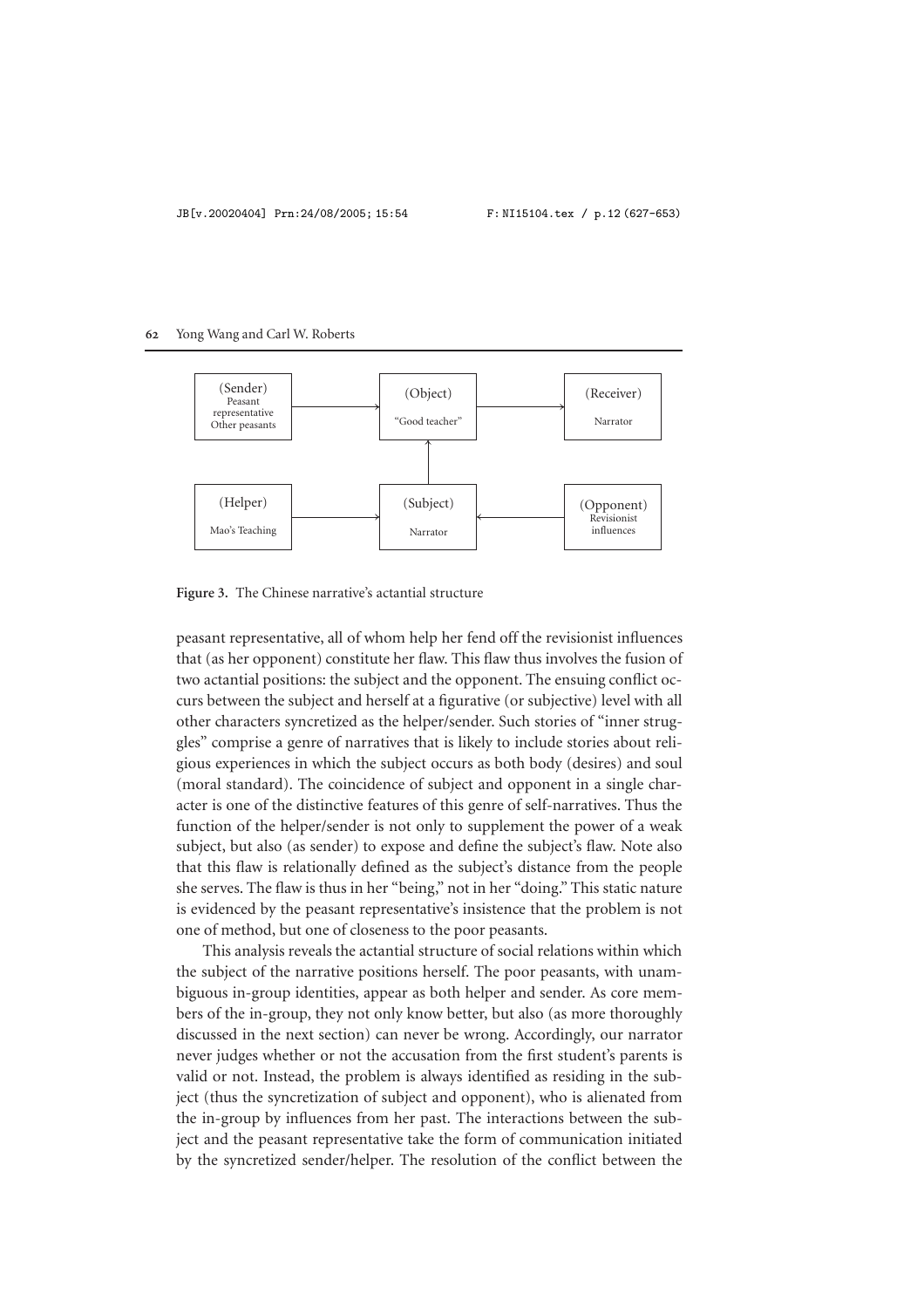(Sender)
Peasant
representative
Other peasants

(Object)
"Good teacher"

(Receiver)
Narrator

(Helper)
Mao's Teaching

(Subject)
Narrator

(Opponent)
Revisionist
influences

**Figure 3.** The Chinese narrative's actantial structure

peasant representative, all of whom help her fend off the revisionist influences that (as her opponent) constitute her flaw. This flaw thus involves the fusion of two actantial positions: the subject and the opponent. The ensuing conflict occurs between the subject and herself at a figurative (or subjective) level with all other characters syncretized as the helper/sender. Such stories of "inner struggles" comprise a genre of narratives that is likely to include stories about religious experiences in which the subject occurs as both body (desires) and soul (moral standard). The coincidence of subject and opponent in a single character is one of the distinctive features of this genre of self-narratives. Thus the function of the helper/sender is not only to supplement the power of a weak subject, but also (as sender) to expose and define the subject's flaw. Note also that this flaw is relationally defined as the subject's distance from the people she serves. The flaw is thus in her "being," not in her "doing." This static nature is evidenced by the peasant representative's insistence that the problem is not one of method, but one of closeness to the poor peasants.

This analysis reveals the actantial structure of social relations within which the subject of the narrative positions herself. The poor peasants, with unambiguous in-group identities, appear as both helper and sender. As core members of the in-group, they not only know better, but also (as more thoroughly discussed in the next section) can never be wrong. Accordingly, our narrator never judges whether or not the accusation from the first student's parents is valid or not. Instead, the problem is always identified as residing in the subject (thus the syncretization of subject and opponent), who is alienated from the in-group by influences from her past. The interactions between the subject and the peasant representative take the form of communication initiated by the syncretized sender/helper. The resolution of the conflict between the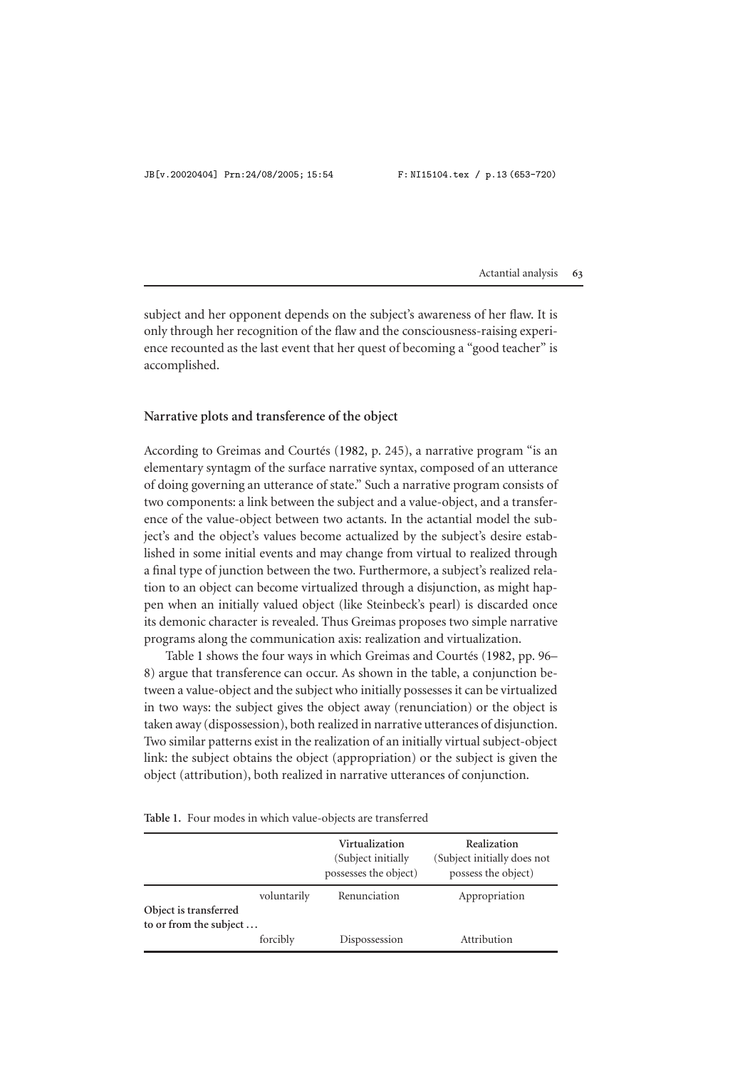subject and her opponent depends on the subject's awareness of her flaw. It is only through her recognition of the flaw and the consciousness-raising experience recounted as the last event that her quest of becoming a "good teacher" is accomplished.

### Narrative plots and transference of the object

According to Greimas and Courtés (1982, p. 245), a narrative program "is an elementary syntagm of the surface narrative syntax, composed of an utterance of doing governing an utterance of state." Such a narrative program consists of two components: a link between the subject and a value-object, and a transference of the value-object between two actants. In the actantial model the subject's and the object's values become actualized by the subject's desire established in some initial events and may change from virtual to realized through a final type of junction between the two. Furthermore, a subject's realized relation to an object can become virtualized through a disjunction, as might happen when an initially valued object (like Steinbeck's pearl) is discarded once its demonic character is revealed. Thus Greimas proposes two simple narrative programs along the communication axis: realization and virtualization.

Table 1 shows the four ways in which Greimas and Courtés (1982, pp. 96–8) argue that transference can occur. As shown in the table, a conjunction between a value-object and the subject who initially possesses it can be virtualized in two ways: the subject gives the object away (renunciation) or the object is taken away (dispossession), both realized in narrative utterances of disjunction. Two similar patterns exist in the realization of an initially virtual subject-object link: the subject obtains the object (appropriation) or the subject is given the object (attribution), both realized in narrative utterances of conjunction.

**Table 1.** Four modes in which value-objects are transferred

| | | **Virtualization** (Subject initially possesses the object) | **Realization** (Subject initially does not possess the object) |
|---|---|---|---|
| **Object is transferred to or from the subject …** | voluntarily | Renunciation | Appropriation |
| | forcibly | Dispossession | Attribution |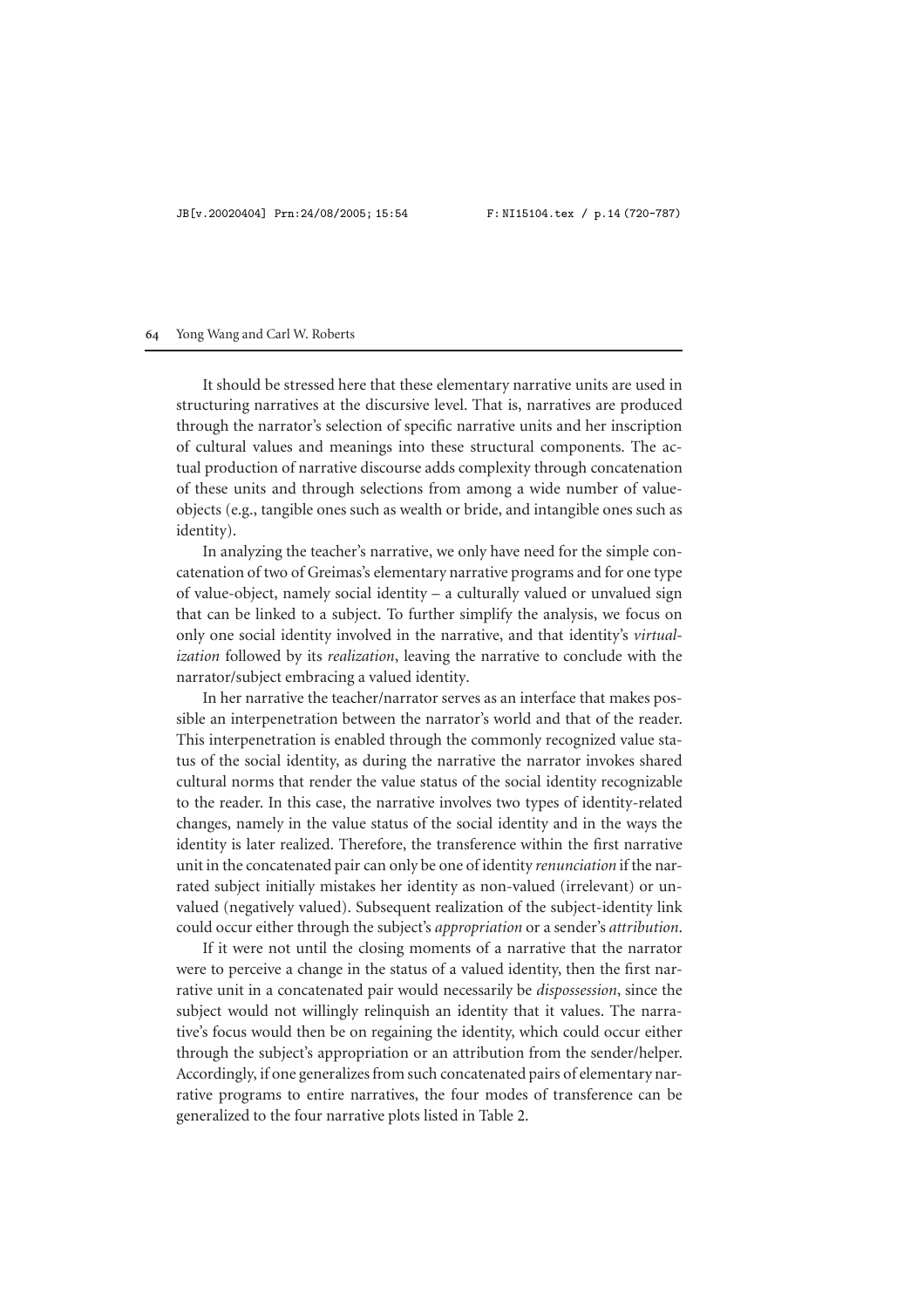It should be stressed here that these elementary narrative units are used in structuring narratives at the discursive level. That is, narratives are produced through the narrator's selection of specific narrative units and her inscription of cultural values and meanings into these structural components. The actual production of narrative discourse adds complexity through concatenation of these units and through selections from among a wide number of value-objects (e.g., tangible ones such as wealth or bride, and intangible ones such as identity).

In analyzing the teacher's narrative, we only have need for the simple concatenation of two of Greimas's elementary narrative programs and for one type of value-object, namely social identity – a culturally valued or unvalued sign that can be linked to a subject. To further simplify the analysis, we focus on only one social identity involved in the narrative, and that identity's *virtualization* followed by its *realization*, leaving the narrative to conclude with the narrator/subject embracing a valued identity.

In her narrative the teacher/narrator serves as an interface that makes possible an interpenetration between the narrator's world and that of the reader. This interpenetration is enabled through the commonly recognized value status of the social identity, as during the narrative the narrator invokes shared cultural norms that render the value status of the social identity recognizable to the reader. In this case, the narrative involves two types of identity-related changes, namely in the value status of the social identity and in the ways the identity is later realized. Therefore, the transference within the first narrative unit in the concatenated pair can only be one of identity *renunciation* if the narrated subject initially mistakes her identity as non-valued (irrelevant) or unvalued (negatively valued). Subsequent realization of the subject-identity link could occur either through the subject's *appropriation* or a sender's *attribution*.

If it were not until the closing moments of a narrative that the narrator were to perceive a change in the status of a valued identity, then the first narrative unit in a concatenated pair would necessarily be *dispossession*, since the subject would not willingly relinquish an identity that it values. The narrative's focus would then be on regaining the identity, which could occur either through the subject's appropriation or an attribution from the sender/helper. Accordingly, if one generalizes from such concatenated pairs of elementary narrative programs to entire narratives, the four modes of transference can be generalized to the four narrative plots listed in Table 2.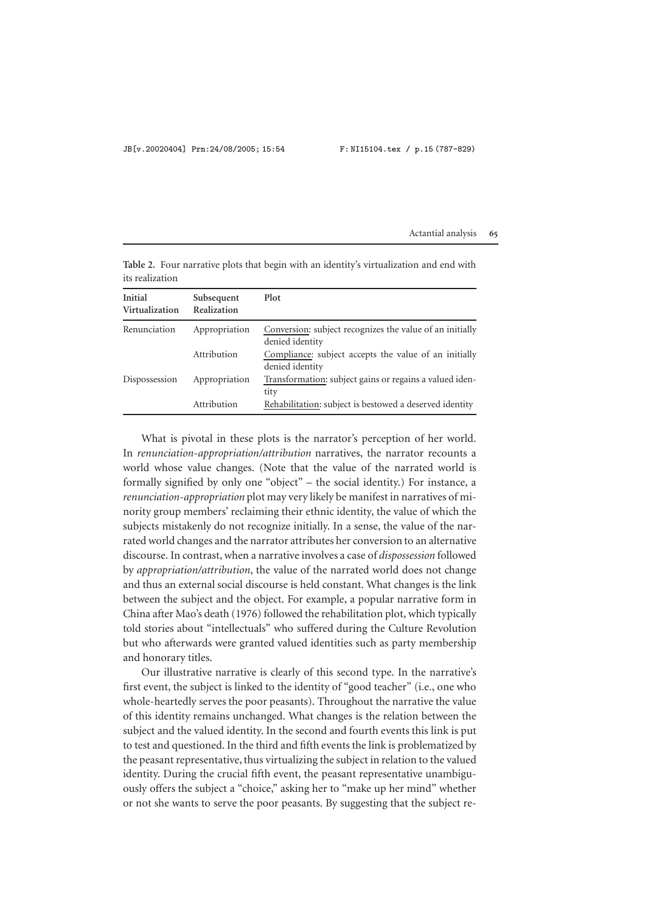**Table 2.** Four narrative plots that begin with an identity's virtualization and end with its realization

| Initial Virtualization | Subsequent Realization | Plot |
| --- | --- | --- |
| Renunciation | Appropriation | Conversion: subject recognizes the value of an initially denied identity |
| | Attribution | Compliance: subject accepts the value of an initially denied identity |
| Dispossession | Appropriation | Transformation: subject gains or regains a valued identity |
| | Attribution | Rehabilitation: subject is bestowed a deserved identity |

What is pivotal in these plots is the narrator's perception of her world. In *renunciation-appropriation/attribution* narratives, the narrator recounts a world whose value changes. (Note that the value of the narrated world is formally signified by only one "object" – the social identity.) For instance, a *renunciation-appropriation* plot may very likely be manifest in narratives of minority group members' reclaiming their ethnic identity, the value of which the subjects mistakenly do not recognize initially. In a sense, the value of the narrated world changes and the narrator attributes her conversion to an alternative discourse. In contrast, when a narrative involves a case of *dispossession* followed by *appropriation/attribution*, the value of the narrated world does not change and thus an external social discourse is held constant. What changes is the link between the subject and the object. For example, a popular narrative form in China after Mao's death (1976) followed the rehabilitation plot, which typically told stories about "intellectuals" who suffered during the Culture Revolution but who afterwards were granted valued identities such as party membership and honorary titles.

Our illustrative narrative is clearly of this second type. In the narrative's first event, the subject is linked to the identity of "good teacher" (i.e., one who whole-heartedly serves the poor peasants). Throughout the narrative the value of this identity remains unchanged. What changes is the relation between the subject and the valued identity. In the second and fourth events this link is put to test and questioned. In the third and fifth events the link is problematized by the peasant representative, thus virtualizing the subject in relation to the valued identity. During the crucial fifth event, the peasant representative unambiguously offers the subject a "choice," asking her to "make up her mind" whether or not she wants to serve the poor peasants. By suggesting that the subject re-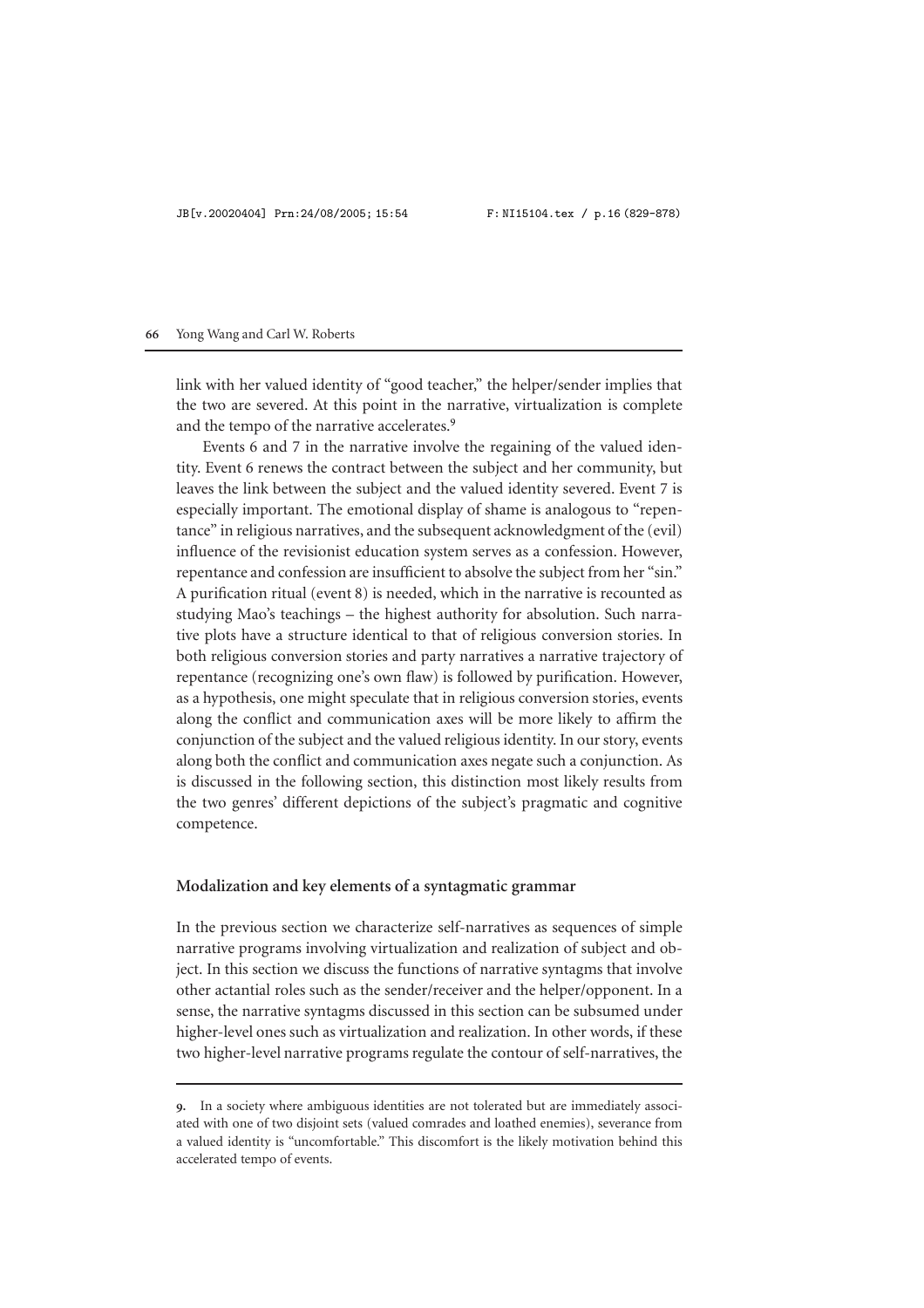link with her valued identity of "good teacher," the helper/sender implies that the two are severed. At this point in the narrative, virtualization is complete and the tempo of the narrative accelerates.[9]

Events 6 and 7 in the narrative involve the regaining of the valued identity. Event 6 renews the contract between the subject and her community, but leaves the link between the subject and the valued identity severed. Event 7 is especially important. The emotional display of shame is analogous to "repentance" in religious narratives, and the subsequent acknowledgment of the (evil) influence of the revisionist education system serves as a confession. However, repentance and confession are insufficient to absolve the subject from her "sin." A purification ritual (event 8) is needed, which in the narrative is recounted as studying Mao's teachings – the highest authority for absolution. Such narrative plots have a structure identical to that of religious conversion stories. In both religious conversion stories and party narratives a narrative trajectory of repentance (recognizing one's own flaw) is followed by purification. However, as a hypothesis, one might speculate that in religious conversion stories, events along the conflict and communication axes will be more likely to affirm the conjunction of the subject and the valued religious identity. In our story, events along both the conflict and communication axes negate such a conjunction. As is discussed in the following section, this distinction most likely results from the two genres' different depictions of the subject's pragmatic and cognitive competence.

## Modalization and key elements of a syntagmatic grammar

In the previous section we characterize self-narratives as sequences of simple narrative programs involving virtualization and realization of subject and object. In this section we discuss the functions of narrative syntagms that involve other actantial roles such as the sender/receiver and the helper/opponent. In a sense, the narrative syntagms discussed in this section can be subsumed under higher-level ones such as virtualization and realization. In other words, if these two higher-level narrative programs regulate the contour of self-narratives, the

---

9. In a society where ambiguous identities are not tolerated but are immediately associated with one of two disjoint sets (valued comrades and loathed enemies), severance from a valued identity is "uncomfortable." This discomfort is the likely motivation behind this accelerated tempo of events.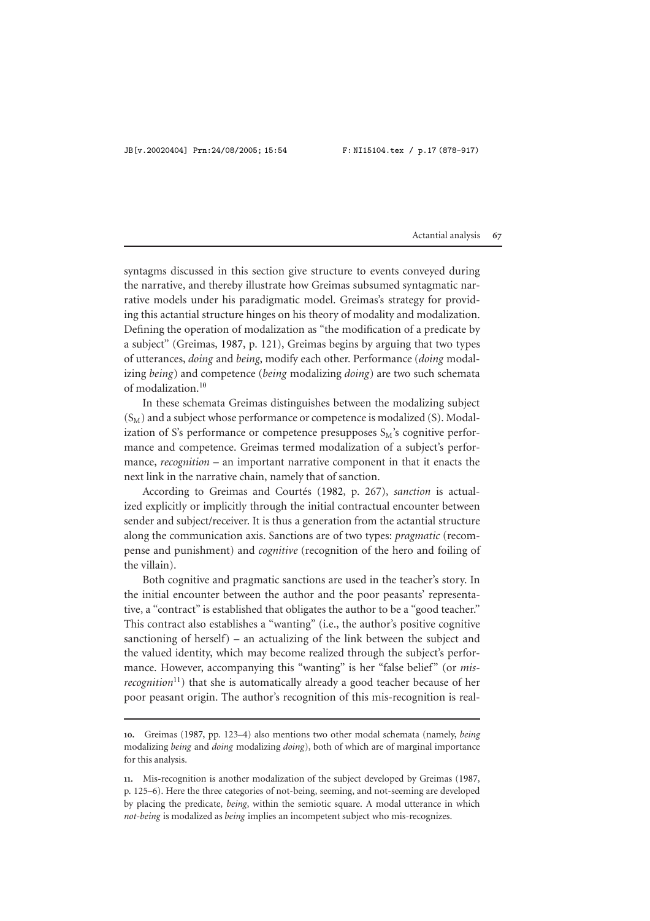syntagms discussed in this section give structure to events conveyed during the narrative, and thereby illustrate how Greimas subsumed syntagmatic narrative models under his paradigmatic model. Greimas's strategy for providing this actantial structure hinges on his theory of modality and modalization. Defining the operation of modalization as "the modification of a predicate by a subject" (Greimas, 1987, p. 121), Greimas begins by arguing that two types of utterances, *doing* and *being*, modify each other. Performance (*doing* modalizing *being*) and competence (*being* modalizing *doing*) are two such schemata of modalization.[10]

In these schemata Greimas distinguishes between the modalizing subject ($S_M$) and a subject whose performance or competence is modalized (S). Modalization of S's performance or competence presupposes $S_M$'s cognitive performance and competence. Greimas termed modalization of a subject's performance, *recognition* – an important narrative component in that it enacts the next link in the narrative chain, namely that of sanction.

According to Greimas and Courtés (1982, p. 267), *sanction* is actualized explicitly or implicitly through the initial contractual encounter between sender and subject/receiver. It is thus a generation from the actantial structure along the communication axis. Sanctions are of two types: *pragmatic* (recompense and punishment) and *cognitive* (recognition of the hero and foiling of the villain).

Both cognitive and pragmatic sanctions are used in the teacher's story. In the initial encounter between the author and the poor peasants' representative, a "contract" is established that obligates the author to be a "good teacher." This contract also establishes a "wanting" (i.e., the author's positive cognitive sanctioning of herself) – an actualizing of the link between the subject and the valued identity, which may become realized through the subject's performance. However, accompanying this "wanting" is her "false belief" (or *mis-recognition*[11]) that she is automatically already a good teacher because of her poor peasant origin. The author's recognition of this mis-recognition is real-

---

10. Greimas (1987, pp. 123–4) also mentions two other modal schemata (namely, *being* modalizing *being* and *doing* modalizing *doing*), both of which are of marginal importance for this analysis.

11. Mis-recognition is another modalization of the subject developed by Greimas (1987, p. 125–6). Here the three categories of not-being, seeming, and not-seeming are developed by placing the predicate, *being*, within the semiotic square. A modal utterance in which *not-being* is modalized as *being* implies an incompetent subject who mis-recognizes.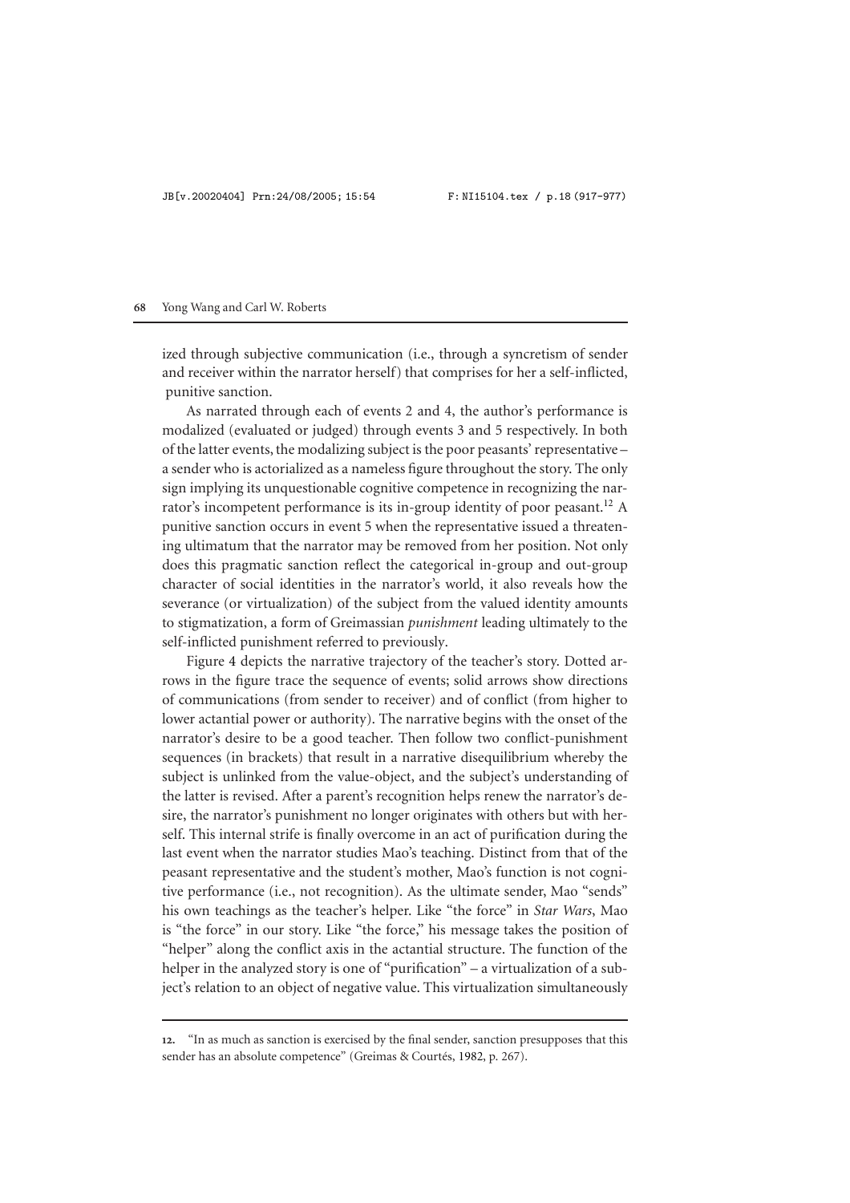ized through subjective communication (i.e., through a syncretism of sender and receiver within the narrator herself) that comprises for her a self-inflicted, punitive sanction.

As narrated through each of events 2 and 4, the author's performance is modalized (evaluated or judged) through events 3 and 5 respectively. In both of the latter events, the modalizing subject is the poor peasants' representative – a sender who is actorialized as a nameless figure throughout the story. The only sign implying its unquestionable cognitive competence in recognizing the narrator's incompetent performance is its in-group identity of poor peasant.[12] A punitive sanction occurs in event 5 when the representative issued a threatening ultimatum that the narrator may be removed from her position. Not only does this pragmatic sanction reflect the categorical in-group and out-group character of social identities in the narrator's world, it also reveals how the severance (or virtualization) of the subject from the valued identity amounts to stigmatization, a form of Greimassian *punishment* leading ultimately to the self-inflicted punishment referred to previously.

Figure 4 depicts the narrative trajectory of the teacher's story. Dotted arrows in the figure trace the sequence of events; solid arrows show directions of communications (from sender to receiver) and of conflict (from higher to lower actantial power or authority). The narrative begins with the onset of the narrator's desire to be a good teacher. Then follow two conflict-punishment sequences (in brackets) that result in a narrative disequilibrium whereby the subject is unlinked from the value-object, and the subject's understanding of the latter is revised. After a parent's recognition helps renew the narrator's desire, the narrator's punishment no longer originates with others but with herself. This internal strife is finally overcome in an act of purification during the last event when the narrator studies Mao's teaching. Distinct from that of the peasant representative and the student's mother, Mao's function is not cognitive performance (i.e., not recognition). As the ultimate sender, Mao "sends" his own teachings as the teacher's helper. Like "the force" in *Star Wars*, Mao is "the force" in our story. Like "the force," his message takes the position of "helper" along the conflict axis in the actantial structure. The function of the helper in the analyzed story is one of "purification" – a virtualization of a subject's relation to an object of negative value. This virtualization simultaneously

---

12. "In as much as sanction is exercised by the final sender, sanction presupposes that this sender has an absolute competence" (Greimas & Courtés, 1982, p. 267).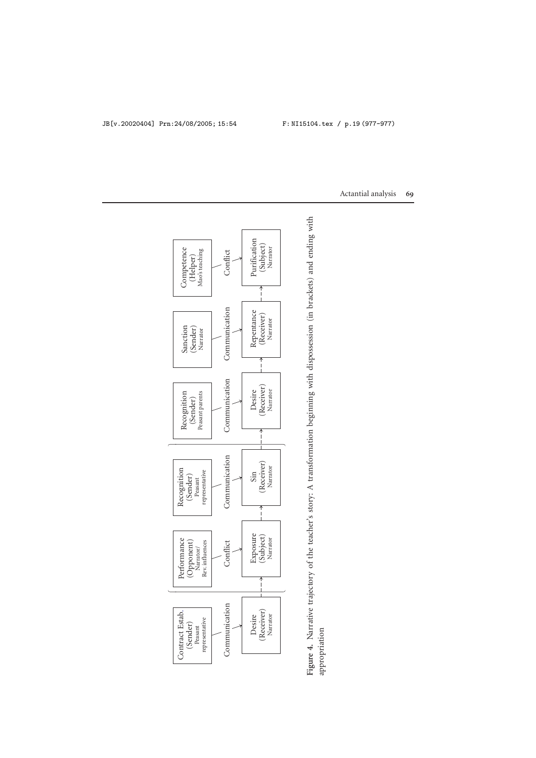| Contract Estab. (Sender) Peasant representative | Performance (Opponent) Narrator/ Rev. influences | Recognition (Sender) Peasant representative | Recognition (Sender) Peasant parents | Sanction (Sender) Narrator | Competence (Helper) Mao's teaching |
|---|---|---|---|---|---|
| Communication | Conflict | Communication | Communication | Communication | Conflict |
| Desire (Receiver) Narrator | Exposure (Subject) Narrator | Sin (Receiver) Narrator | Desire (Receiver) Narrator | Repentance (Receiver) Narrator | Purification (Subject) Narrator |

**Figure 4.** Narrative trajectory of the teacher's story: A transformation beginning with dispossession (in brackets) and ending with appropriation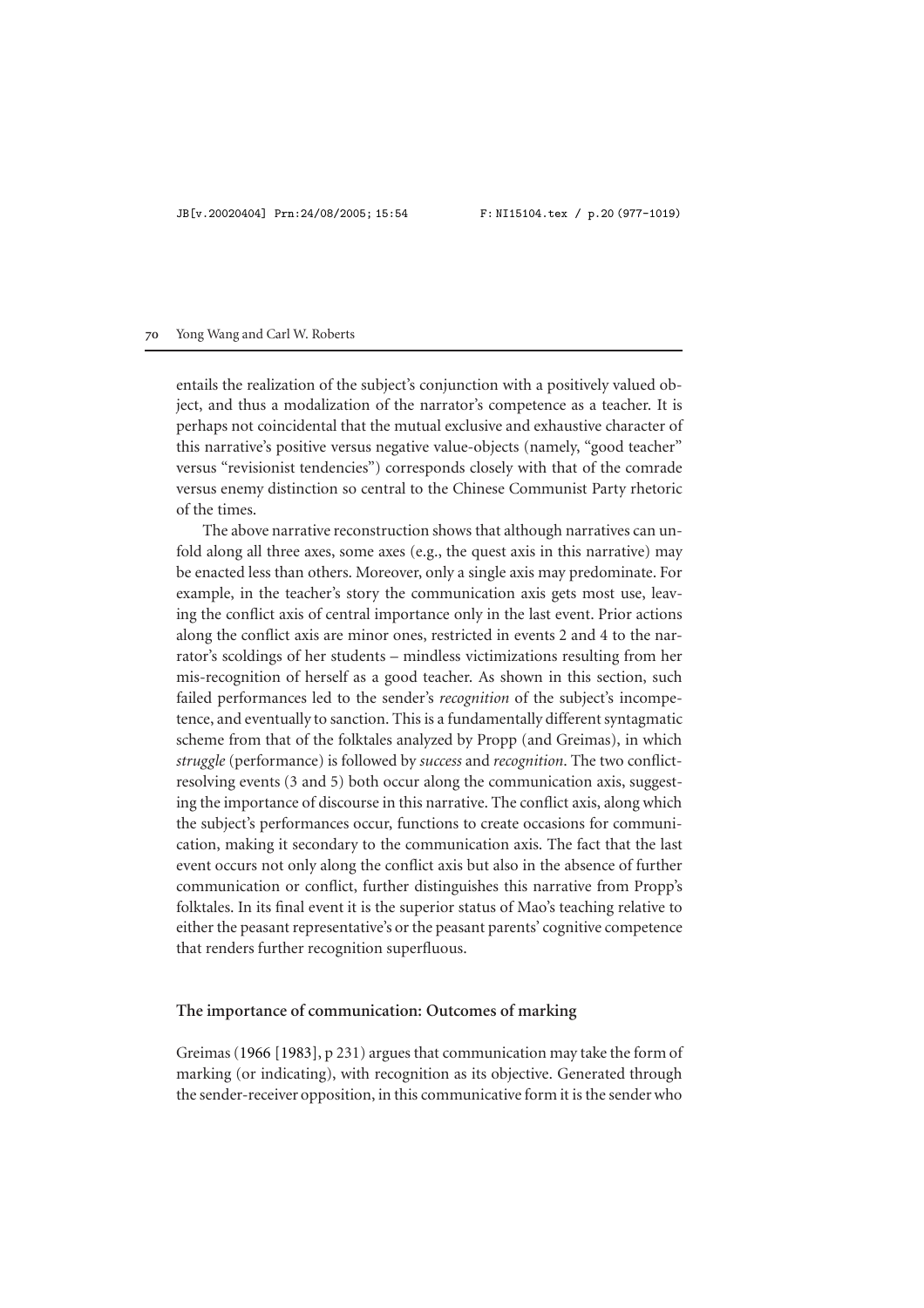entails the realization of the subject's conjunction with a positively valued object, and thus a modalization of the narrator's competence as a teacher. It is perhaps not coincidental that the mutual exclusive and exhaustive character of this narrative's positive versus negative value-objects (namely, "good teacher" versus "revisionist tendencies") corresponds closely with that of the comrade versus enemy distinction so central to the Chinese Communist Party rhetoric of the times.

The above narrative reconstruction shows that although narratives can unfold along all three axes, some axes (e.g., the quest axis in this narrative) may be enacted less than others. Moreover, only a single axis may predominate. For example, in the teacher's story the communication axis gets most use, leaving the conflict axis of central importance only in the last event. Prior actions along the conflict axis are minor ones, restricted in events 2 and 4 to the narrator's scoldings of her students – mindless victimizations resulting from her mis-recognition of herself as a good teacher. As shown in this section, such failed performances led to the sender's *recognition* of the subject's incompetence, and eventually to sanction. This is a fundamentally different syntagmatic scheme from that of the folktales analyzed by Propp (and Greimas), in which *struggle* (performance) is followed by *success* and *recognition*. The two conflict-resolving events (3 and 5) both occur along the communication axis, suggesting the importance of discourse in this narrative. The conflict axis, along which the subject's performances occur, functions to create occasions for communication, making it secondary to the communication axis. The fact that the last event occurs not only along the conflict axis but also in the absence of further communication or conflict, further distinguishes this narrative from Propp's folktales. In its final event it is the superior status of Mao's teaching relative to either the peasant representative's or the peasant parents' cognitive competence that renders further recognition superfluous.

### The importance of communication: Outcomes of marking

Greimas (1966 [1983], p 231) argues that communication may take the form of marking (or indicating), with recognition as its objective. Generated through the sender-receiver opposition, in this communicative form it is the sender who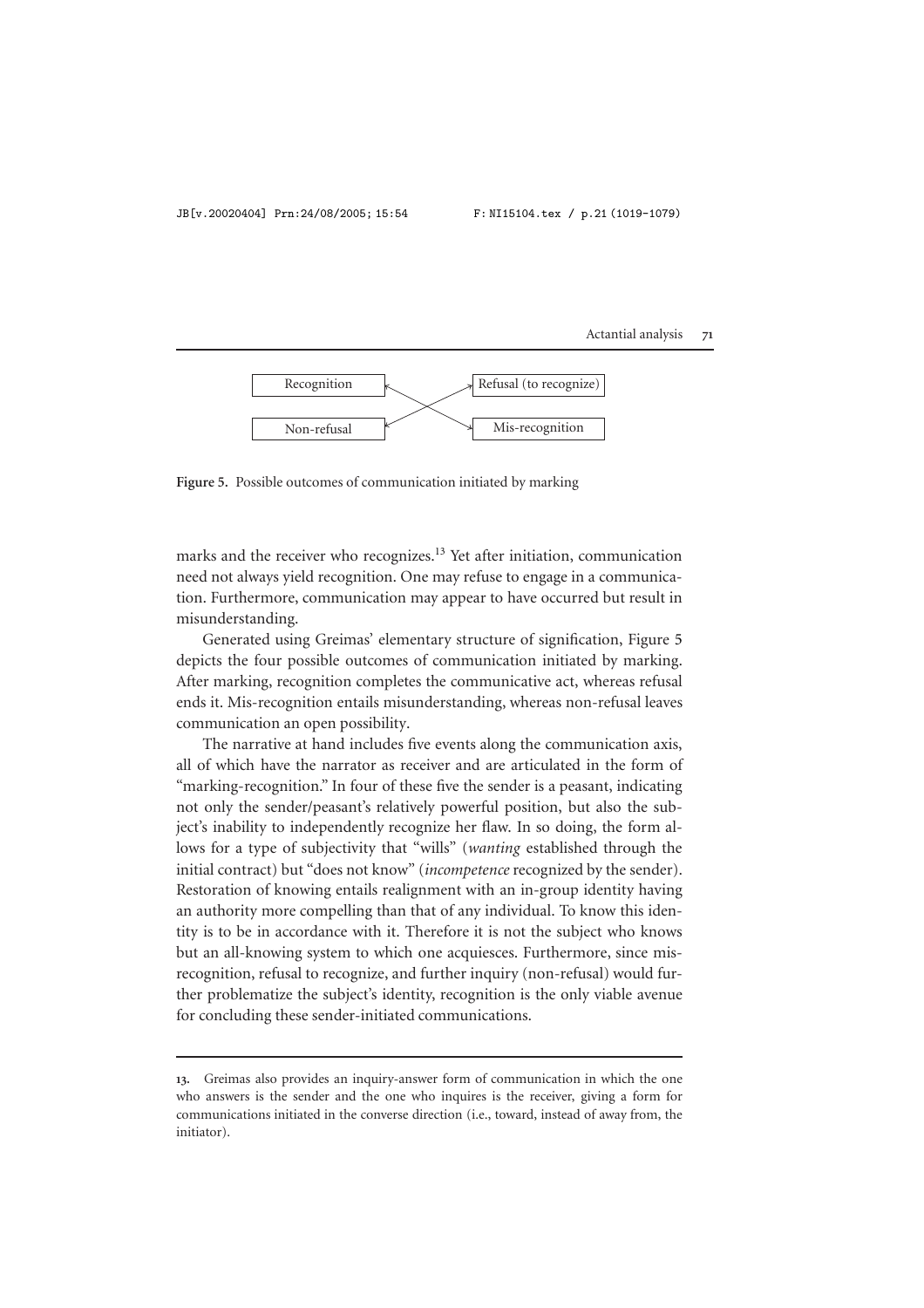Recognition | Refusal (to recognize)

Non-refusal | Mis-recognition

**Figure 5.** Possible outcomes of communication initiated by marking

marks and the receiver who recognizes.[13] Yet after initiation, communication need not always yield recognition. One may refuse to engage in a communication. Furthermore, communication may appear to have occurred but result in misunderstanding.

Generated using Greimas' elementary structure of signification, Figure 5 depicts the four possible outcomes of communication initiated by marking. After marking, recognition completes the communicative act, whereas refusal ends it. Mis-recognition entails misunderstanding, whereas non-refusal leaves communication an open possibility.

The narrative at hand includes five events along the communication axis, all of which have the narrator as receiver and are articulated in the form of "marking-recognition." In four of these five the sender is a peasant, indicating not only the sender/peasant's relatively powerful position, but also the subject's inability to independently recognize her flaw. In so doing, the form allows for a type of subjectivity that "wills" (*wanting* established through the initial contract) but "does not know" (*incompetence* recognized by the sender). Restoration of knowing entails realignment with an in-group identity having an authority more compelling than that of any individual. To know this identity is to be in accordance with it. Therefore it is not the subject who knows but an all-knowing system to which one acquiesces. Furthermore, since mis-recognition, refusal to recognize, and further inquiry (non-refusal) would further problematize the subject's identity, recognition is the only viable avenue for concluding these sender-initiated communications.

---

**13.** Greimas also provides an inquiry-answer form of communication in which the one who answers is the sender and the one who inquires is the receiver, giving a form for communications initiated in the converse direction (i.e., toward, instead of away from, the initiator).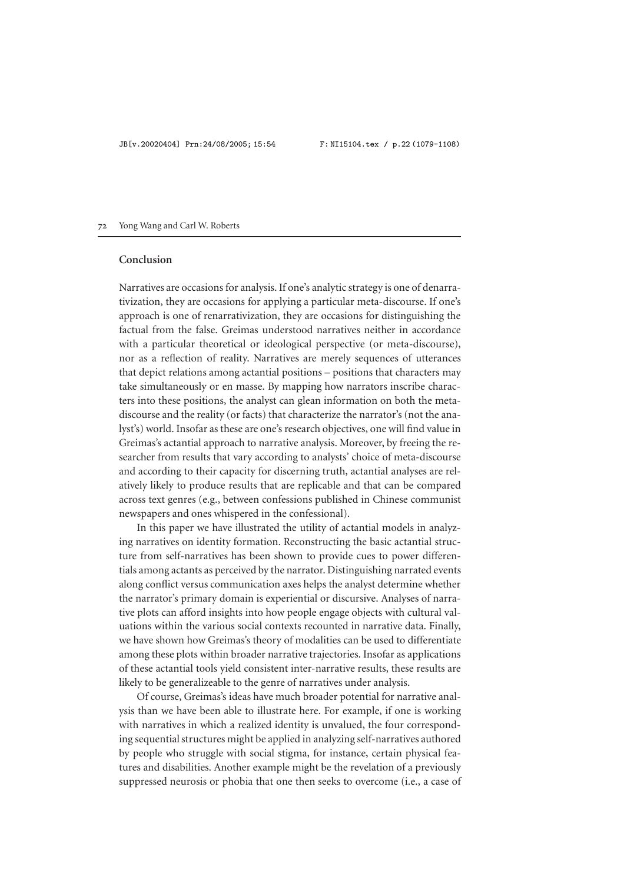## Conclusion

Narratives are occasions for analysis. If one's analytic strategy is one of denarrativization, they are occasions for applying a particular meta-discourse. If one's approach is one of renarrativization, they are occasions for distinguishing the factual from the false. Greimas understood narratives neither in accordance with a particular theoretical or ideological perspective (or meta-discourse), nor as a reflection of reality. Narratives are merely sequences of utterances that depict relations among actantial positions – positions that characters may take simultaneously or en masse. By mapping how narrators inscribe characters into these positions, the analyst can glean information on both the meta-discourse and the reality (or facts) that characterize the narrator's (not the analyst's) world. Insofar as these are one's research objectives, one will find value in Greimas's actantial approach to narrative analysis. Moreover, by freeing the researcher from results that vary according to analysts' choice of meta-discourse and according to their capacity for discerning truth, actantial analyses are relatively likely to produce results that are replicable and that can be compared across text genres (e.g., between confessions published in Chinese communist newspapers and ones whispered in the confessional).

In this paper we have illustrated the utility of actantial models in analyzing narratives on identity formation. Reconstructing the basic actantial structure from self-narratives has been shown to provide cues to power differentials among actants as perceived by the narrator. Distinguishing narrated events along conflict versus communication axes helps the analyst determine whether the narrator's primary domain is experiential or discursive. Analyses of narrative plots can afford insights into how people engage objects with cultural valuations within the various social contexts recounted in narrative data. Finally, we have shown how Greimas's theory of modalities can be used to differentiate among these plots within broader narrative trajectories. Insofar as applications of these actantial tools yield consistent inter-narrative results, these results are likely to be generalizeable to the genre of narratives under analysis.

Of course, Greimas's ideas have much broader potential for narrative analysis than we have been able to illustrate here. For example, if one is working with narratives in which a realized identity is unvalued, the four corresponding sequential structures might be applied in analyzing self-narratives authored by people who struggle with social stigma, for instance, certain physical features and disabilities. Another example might be the revelation of a previously suppressed neurosis or phobia that one then seeks to overcome (i.e., a case of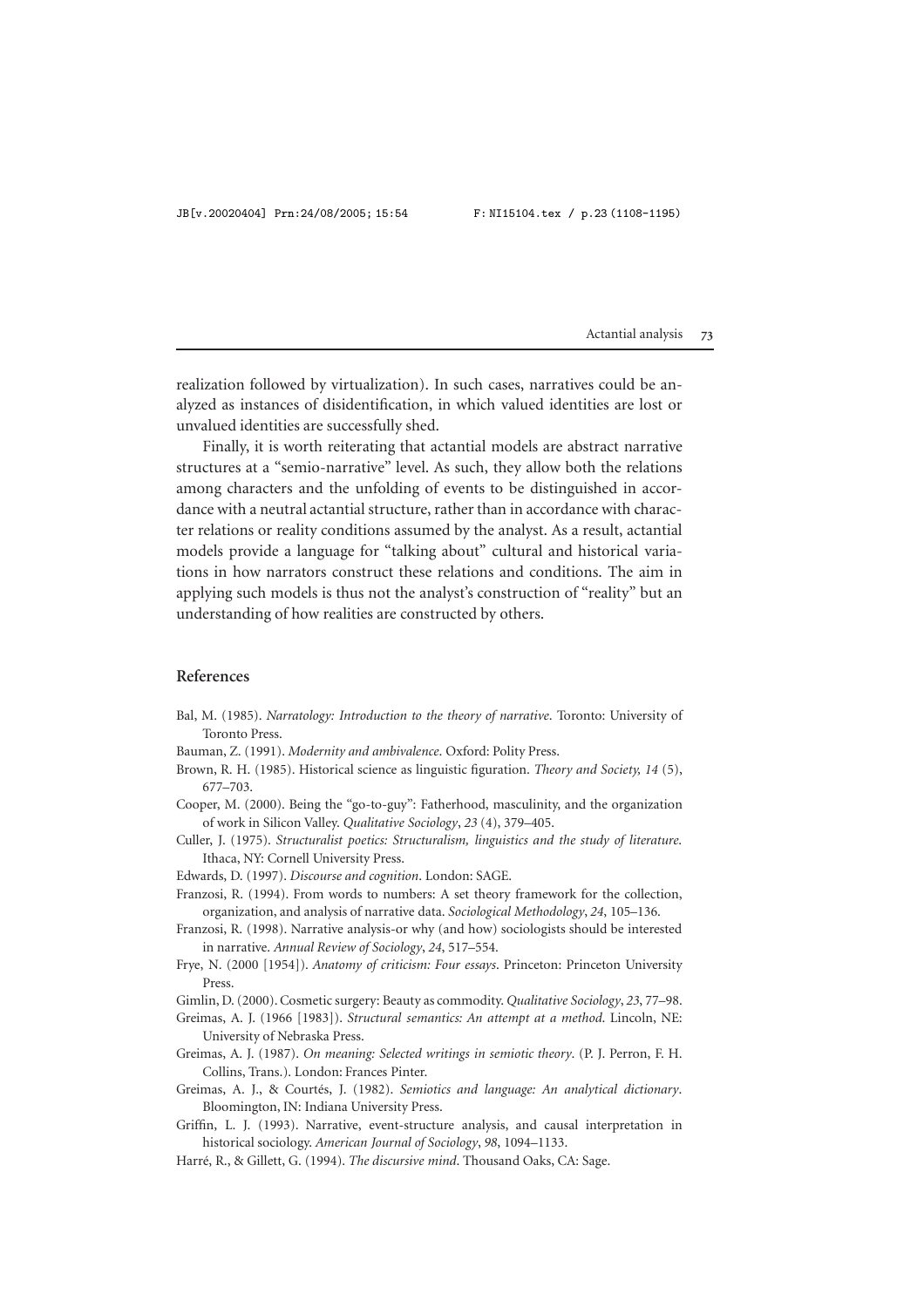realization followed by virtualization). In such cases, narratives could be analyzed as instances of disidentification, in which valued identities are lost or unvalued identities are successfully shed.

Finally, it is worth reiterating that actantial models are abstract narrative structures at a "semio-narrative" level. As such, they allow both the relations among characters and the unfolding of events to be distinguished in accordance with a neutral actantial structure, rather than in accordance with character relations or reality conditions assumed by the analyst. As a result, actantial models provide a language for "talking about" cultural and historical variations in how narrators construct these relations and conditions. The aim in applying such models is thus not the analyst's construction of "reality" but an understanding of how realities are constructed by others.

## References

Bal, M. (1985). *Narratology: Introduction to the theory of narrative*. Toronto: University of Toronto Press.

Bauman, Z. (1991). *Modernity and ambivalence*. Oxford: Polity Press.

Brown, R. H. (1985). Historical science as linguistic figuration. *Theory and Society, 14* (5), 677–703.

Cooper, M. (2000). Being the "go-to-guy": Fatherhood, masculinity, and the organization of work in Silicon Valley. *Qualitative Sociology*, *23* (4), 379–405.

Culler, J. (1975). *Structuralist poetics: Structuralism, linguistics and the study of literature*. Ithaca, NY: Cornell University Press.

Edwards, D. (1997). *Discourse and cognition*. London: SAGE.

Franzosi, R. (1994). From words to numbers: A set theory framework for the collection, organization, and analysis of narrative data. *Sociological Methodology*, *24*, 105–136.

Franzosi, R. (1998). Narrative analysis-or why (and how) sociologists should be interested in narrative. *Annual Review of Sociology*, *24*, 517–554.

Frye, N. (2000 [1954]). *Anatomy of criticism: Four essays*. Princeton: Princeton University Press.

Gimlin, D. (2000). Cosmetic surgery: Beauty as commodity. *Qualitative Sociology*, *23*, 77–98.

Greimas, A. J. (1966 [1983]). *Structural semantics: An attempt at a method*. Lincoln, NE: University of Nebraska Press.

Greimas, A. J. (1987). *On meaning: Selected writings in semiotic theory*. (P. J. Perron, F. H. Collins, Trans.). London: Frances Pinter.

Greimas, A. J., & Courtés, J. (1982). *Semiotics and language: An analytical dictionary*. Bloomington, IN: Indiana University Press.

Griffin, L. J. (1993). Narrative, event-structure analysis, and causal interpretation in historical sociology. *American Journal of Sociology*, *98*, 1094–1133.

Harré, R., & Gillett, G. (1994). *The discursive mind*. Thousand Oaks, CA: Sage.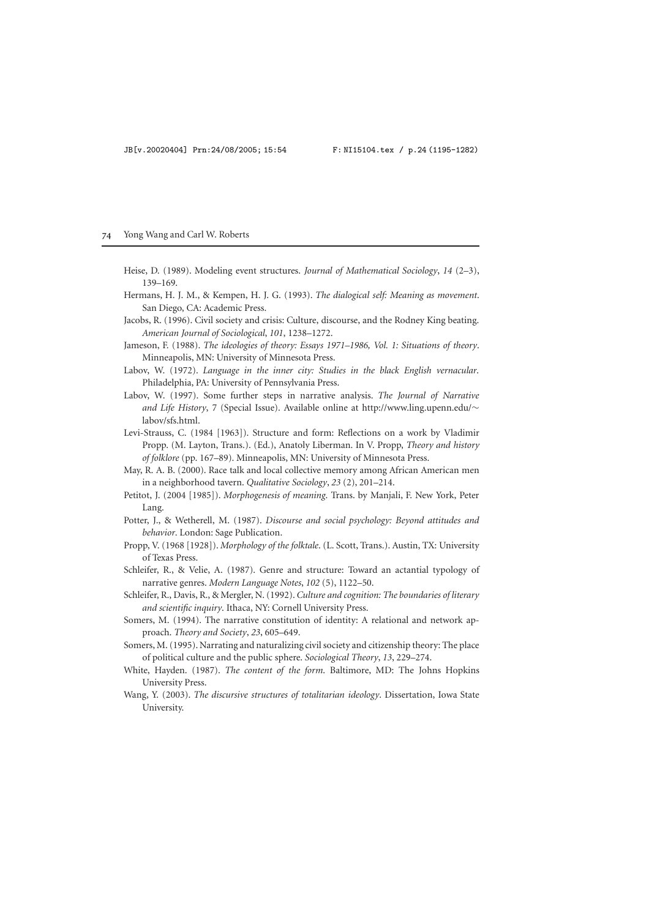Heise, D. (1989). Modeling event structures. *Journal of Mathematical Sociology*, *14* (2–3), 139–169.

Hermans, H. J. M., & Kempen, H. J. G. (1993). *The dialogical self: Meaning as movement*. San Diego, CA: Academic Press.

Jacobs, R. (1996). Civil society and crisis: Culture, discourse, and the Rodney King beating. *American Journal of Sociological*, *101*, 1238–1272.

Jameson, F. (1988). *The ideologies of theory: Essays 1971–1986, Vol. 1: Situations of theory*. Minneapolis, MN: University of Minnesota Press.

Labov, W. (1972). *Language in the inner city: Studies in the black English vernacular*. Philadelphia, PA: University of Pennsylvania Press.

Labov, W. (1997). Some further steps in narrative analysis. *The Journal of Narrative and Life History*, 7 (Special Issue). Available online at http://www.ling.upenn.edu/~labov/sfs.html.

Levi-Strauss, C. (1984 [1963]). Structure and form: Reflections on a work by Vladimir Propp. (M. Layton, Trans.). (Ed.), Anatoly Liberman. In V. Propp, *Theory and history of folklore* (pp. 167–89). Minneapolis, MN: University of Minnesota Press.

May, R. A. B. (2000). Race talk and local collective memory among African American men in a neighborhood tavern. *Qualitative Sociology*, *23* (2), 201–214.

Petitot, J. (2004 [1985]). *Morphogenesis of meaning*. Trans. by Manjali, F. New York, Peter Lang.

Potter, J., & Wetherell, M. (1987). *Discourse and social psychology: Beyond attitudes and behavior*. London: Sage Publication.

Propp, V. (1968 [1928]). *Morphology of the folktale*. (L. Scott, Trans.). Austin, TX: University of Texas Press.

Schleifer, R., & Velie, A. (1987). Genre and structure: Toward an actantial typology of narrative genres. *Modern Language Notes*, *102* (5), 1122–50.

Schleifer, R., Davis, R., & Mergler, N. (1992). *Culture and cognition: The boundaries of literary and scientific inquiry*. Ithaca, NY: Cornell University Press.

Somers, M. (1994). The narrative constitution of identity: A relational and network approach. *Theory and Society*, *23*, 605–649.

Somers, M. (1995). Narrating and naturalizing civil society and citizenship theory: The place of political culture and the public sphere. *Sociological Theory*, *13*, 229–274.

White, Hayden. (1987). *The content of the form*. Baltimore, MD: The Johns Hopkins University Press.

Wang, Y. (2003). *The discursive structures of totalitarian ideology*. Dissertation, Iowa State University.